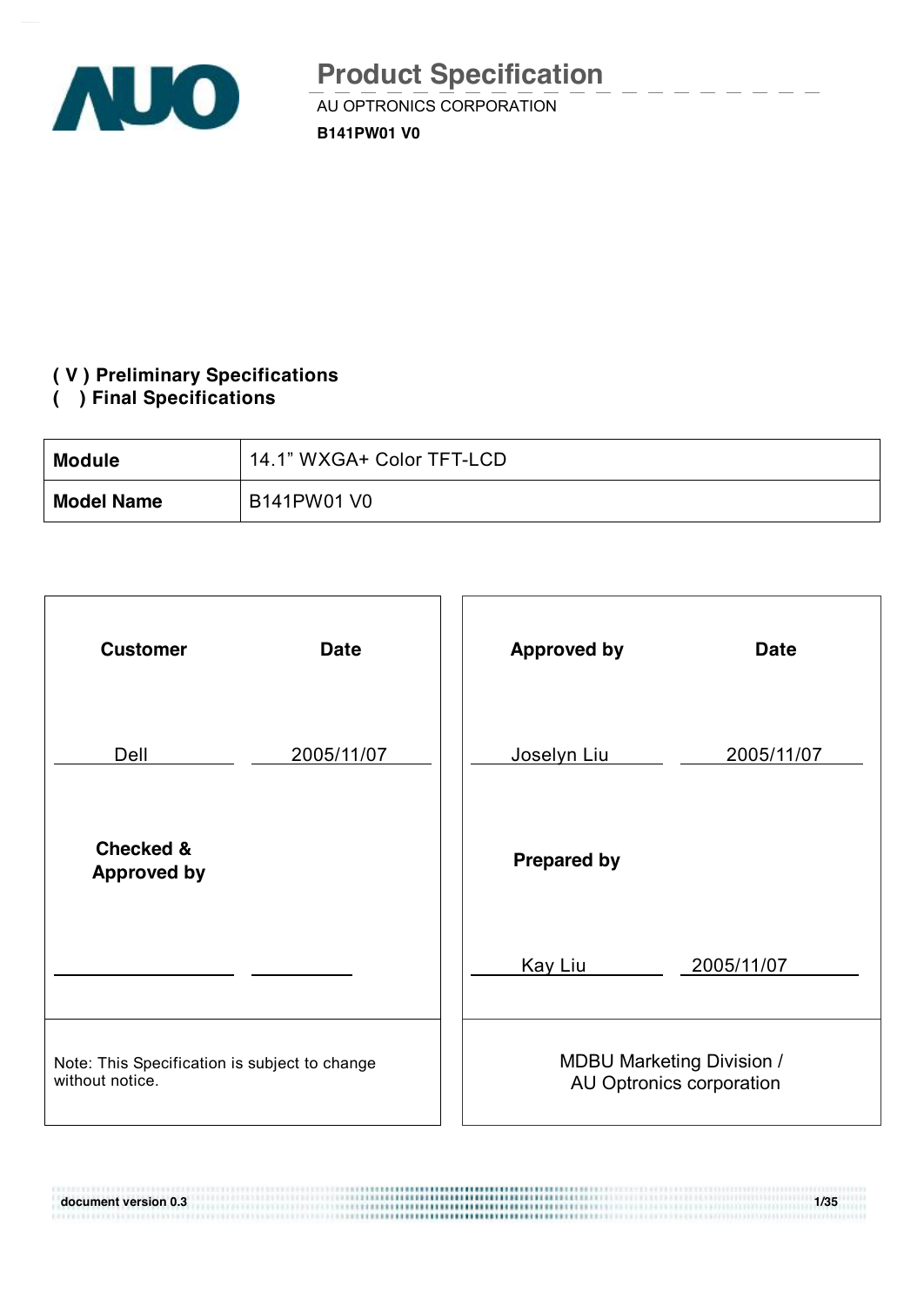# Product Specification

AU OPTRONICS CORPORATION

**B141PW01 V0**

**( V ) Preliminary Specifications**
**( ) Final Specifications**

| **Module** | 14.1" WXGA+ Color TFT-LCD |
|---|---|
| **Model Name** | B141PW01 V0 |

| **Customer** | **Date** | **Approved by** | **Date** |
|---|---|---|---|
| Dell | 2005/11/07 | Joselyn Liu | 2005/11/07 |
| **Checked & Approved by** | | **Prepared by** | |
| | | Kay Liu | 2005/11/07 |
| Note: This Specification is subject to change without notice. | | MDBU Marketing Division / AU Optronics corporation | |

document version 0.3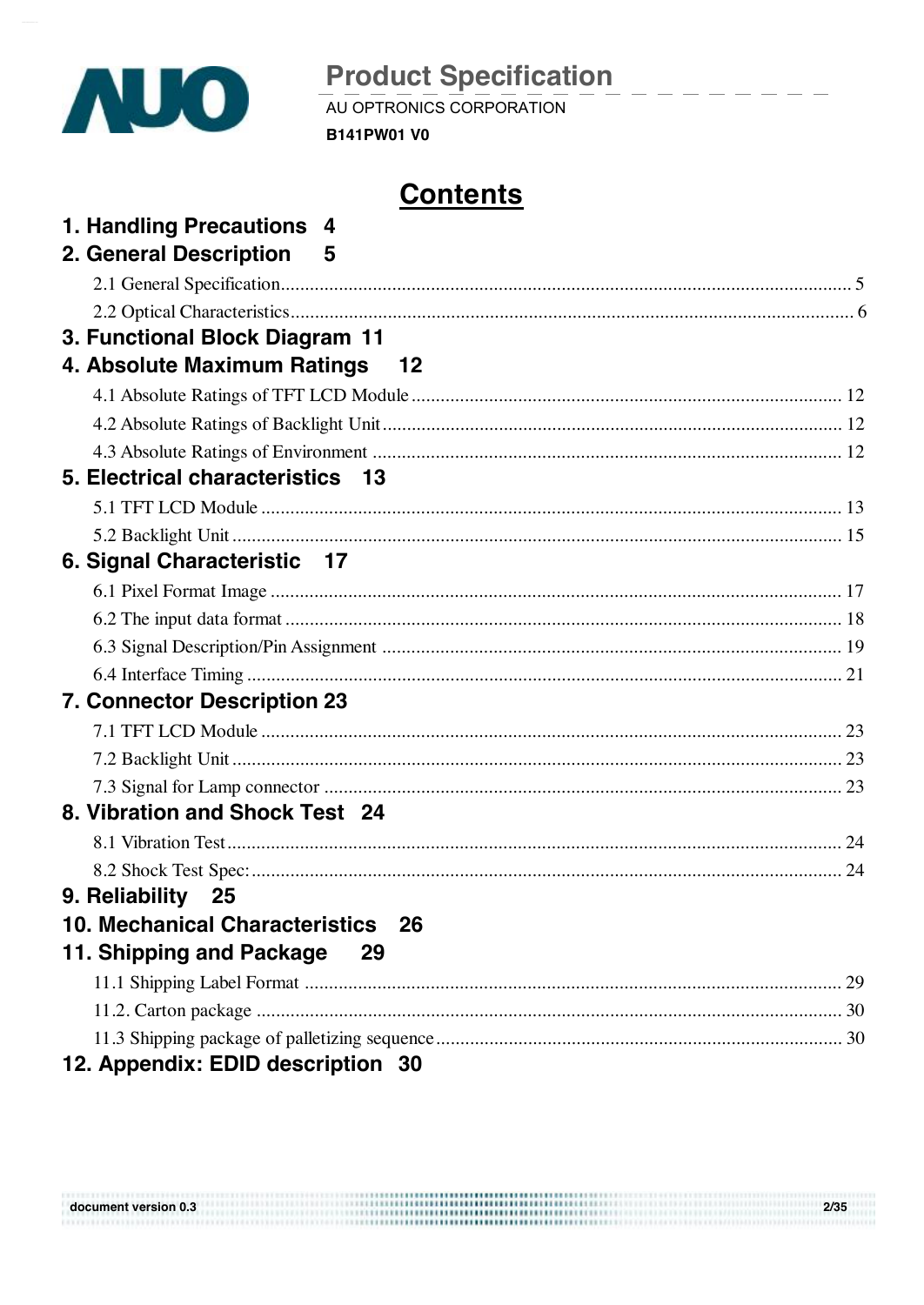# Contents

**1. Handling Precautions 4**

**2. General Description 5**

2.1 General Specification ..... 5

2.2 Optical Characteristics ..... 6

**3. Functional Block Diagram 11**

**4. Absolute Maximum Ratings 12**

4.1 Absolute Ratings of TFT LCD Module ..... 12

4.2 Absolute Ratings of Backlight Unit ..... 12

4.3 Absolute Ratings of Environment ..... 12

**5. Electrical characteristics 13**

5.1 TFT LCD Module ..... 13

5.2 Backlight Unit ..... 15

**6. Signal Characteristic 17**

6.1 Pixel Format Image ..... 17

6.2 The input data format ..... 18

6.3 Signal Description/Pin Assignment ..... 19

6.4 Interface Timing ..... 21

**7. Connector Description 23**

7.1 TFT LCD Module ..... 23

7.2 Backlight Unit ..... 23

7.3 Signal for Lamp connector ..... 23

**8. Vibration and Shock Test 24**

8.1 Vibration Test ..... 24

8.2 Shock Test Spec: ..... 24

**9. Reliability 25**

**10. Mechanical Characteristics 26**

**11. Shipping and Package 29**

11.1 Shipping Label Format ..... 29

11.2. Carton package ..... 30

11.3 Shipping package of palletizing sequence ..... 30

**12. Appendix: EDID description 30**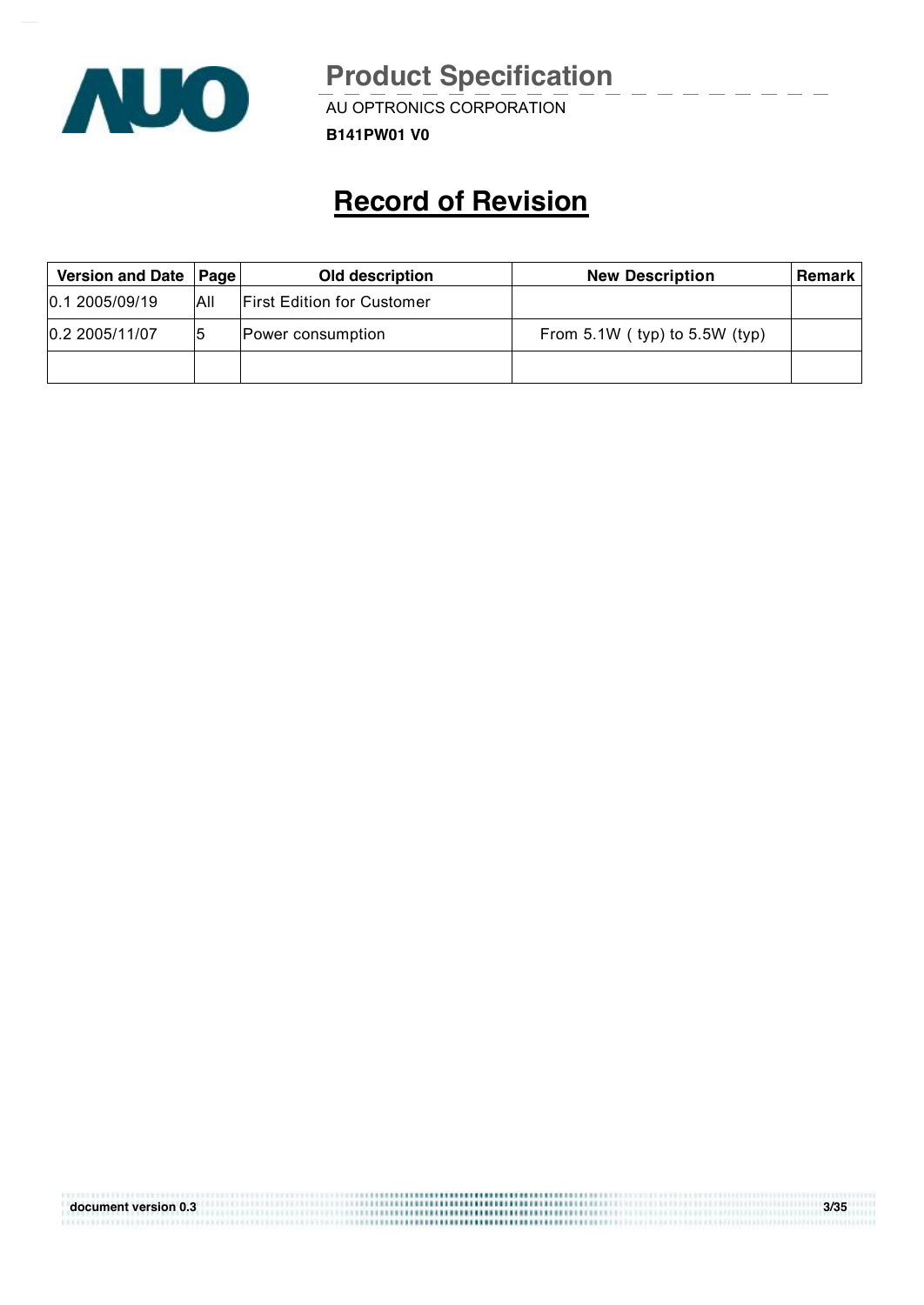# Record of Revision

| Version and Date | Page | Old description | New Description | Remark |
|---|---|---|---|---|
| 0.1 2005/09/19 | All | First Edition for Customer | | |
| 0.2 2005/11/07 | 5 | Power consumption | From 5.1W ( typ) to 5.5W (typ) | |
| | | | | |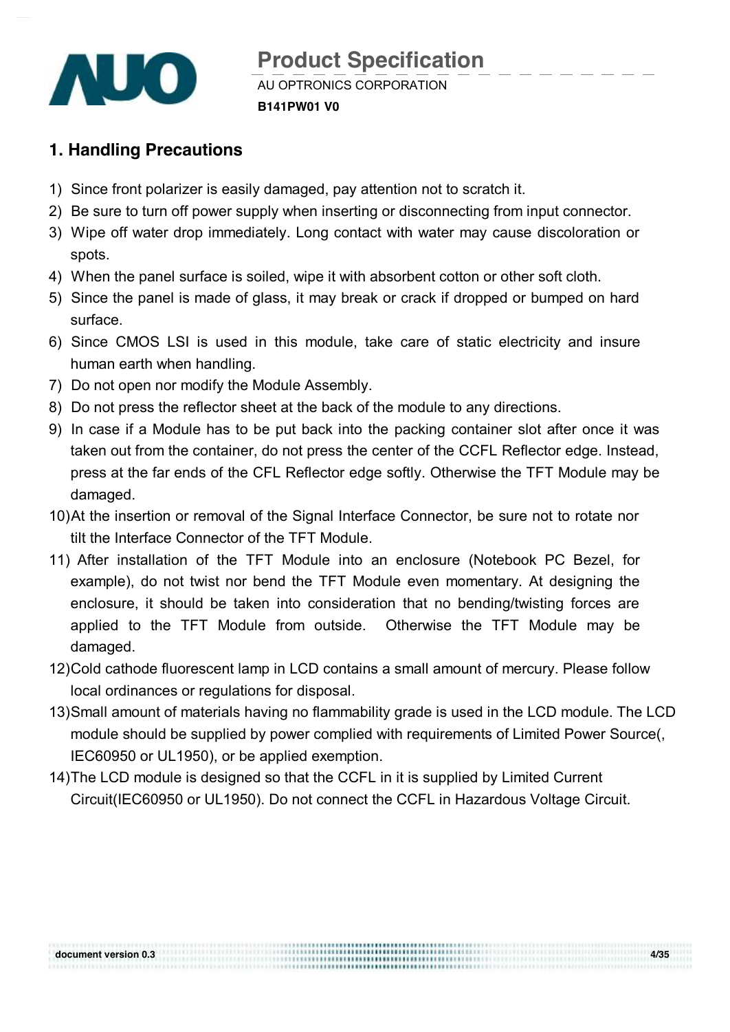## 1. Handling Precautions

1) Since front polarizer is easily damaged, pay attention not to scratch it.
2) Be sure to turn off power supply when inserting or disconnecting from input connector.
3) Wipe off water drop immediately. Long contact with water may cause discoloration or spots.
4) When the panel surface is soiled, wipe it with absorbent cotton or other soft cloth.
5) Since the panel is made of glass, it may break or crack if dropped or bumped on hard surface.
6) Since CMOS LSI is used in this module, take care of static electricity and insure human earth when handling.
7) Do not open nor modify the Module Assembly.
8) Do not press the reflector sheet at the back of the module to any directions.
9) In case if a Module has to be put back into the packing container slot after once it was taken out from the container, do not press the center of the CCFL Reflector edge. Instead, press at the far ends of the CFL Reflector edge softly. Otherwise the TFT Module may be damaged.
10) At the insertion or removal of the Signal Interface Connector, be sure not to rotate nor tilt the Interface Connector of the TFT Module.
11) After installation of the TFT Module into an enclosure (Notebook PC Bezel, for example), do not twist nor bend the TFT Module even momentary. At designing the enclosure, it should be taken into consideration that no bending/twisting forces are applied to the TFT Module from outside. Otherwise the TFT Module may be damaged.
12) Cold cathode fluorescent lamp in LCD contains a small amount of mercury. Please follow local ordinances or regulations for disposal.
13) Small amount of materials having no flammability grade is used in the LCD module. The LCD module should be supplied by power complied with requirements of Limited Power Source(, IEC60950 or UL1950), or be applied exemption.
14) The LCD module is designed so that the CCFL in it is supplied by Limited Current Circuit(IEC60950 or UL1950). Do not connect the CCFL in Hazardous Voltage Circuit.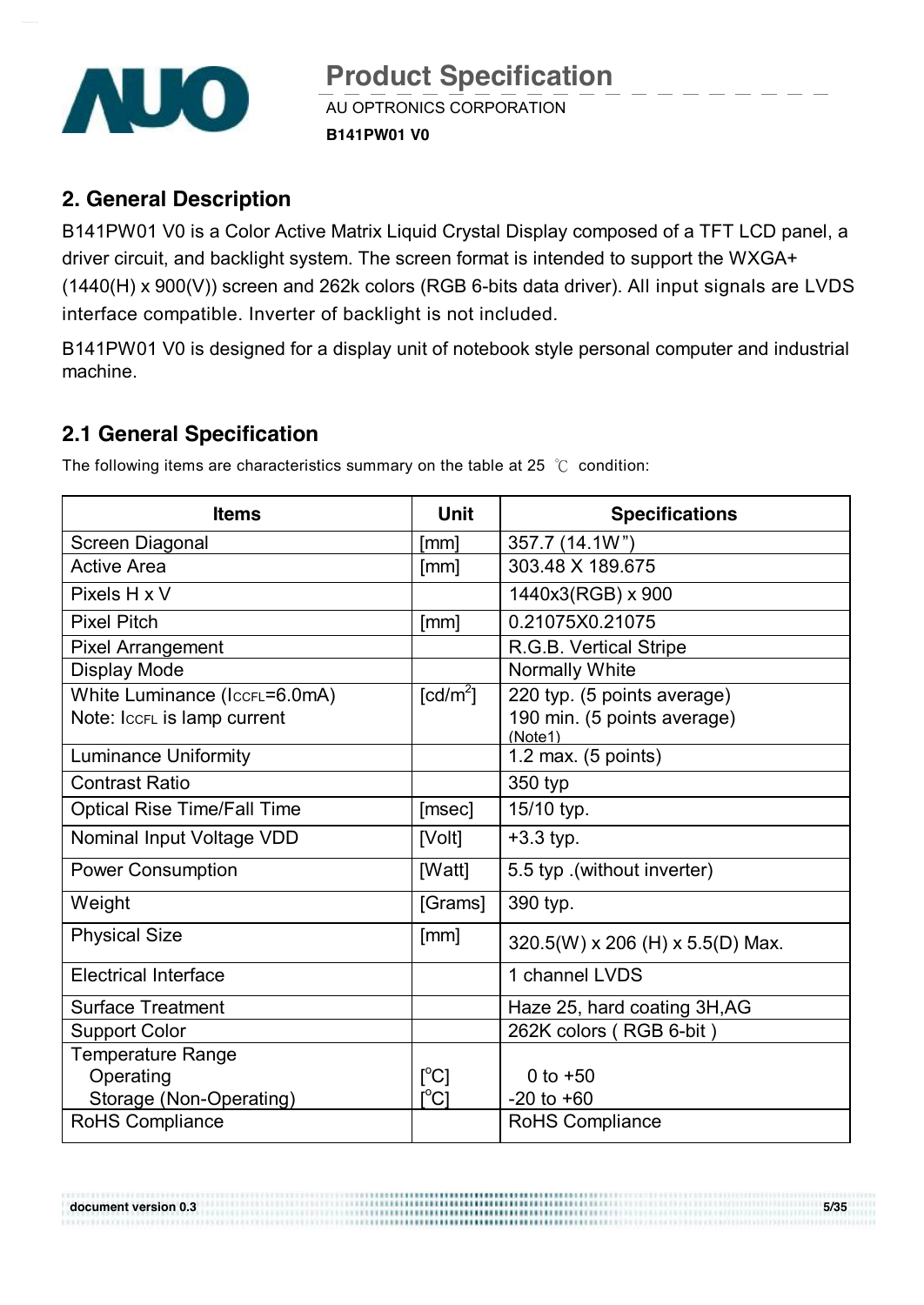## 2. General Description

B141PW01 V0 is a Color Active Matrix Liquid Crystal Display composed of a TFT LCD panel, a driver circuit, and backlight system. The screen format is intended to support the WXGA+ (1440(H) x 900(V)) screen and 262k colors (RGB 6-bits data driver). All input signals are LVDS interface compatible. Inverter of backlight is not included.

B141PW01 V0 is designed for a display unit of notebook style personal computer and industrial machine.

## 2.1 General Specification

The following items are characteristics summary on the table at 25 ℃ condition:

| Items | Unit | Specifications |
|---|---|---|
| Screen Diagonal | [mm] | 357.7 (14.1W") |
| Active Area | [mm] | 303.48 X 189.675 |
| Pixels H x V | | 1440x3(RGB) x 900 |
| Pixel Pitch | [mm] | 0.21075X0.21075 |
| Pixel Arrangement | | R.G.B. Vertical Stripe |
| Display Mode | | Normally White |
| White Luminance ($I_{CCFL}$=6.0mA)<br>Note: $I_{CCFL}$ is lamp current | [cd/m$^2$] | 220 typ. (5 points average)<br>190 min. (5 points average)<br>(Note1) |
| Luminance Uniformity | | 1.2 max. (5 points) |
| Contrast Ratio | | 350 typ |
| Optical Rise Time/Fall Time | [msec] | 15/10 typ. |
| Nominal Input Voltage VDD | [Volt] | +3.3 typ. |
| Power Consumption | [Watt] | 5.5 typ .(without inverter) |
| Weight | [Grams] | 390 typ. |
| Physical Size | [mm] | 320.5(W) x 206 (H) x 5.5(D) Max. |
| Electrical Interface | | 1 channel LVDS |
| Surface Treatment | | Haze 25, hard coating 3H,AG |
| Support Color | | 262K colors ( RGB 6-bit ) |
| Temperature Range<br>Operating<br>Storage (Non-Operating) | <br>[$^o$C]<br>[$^o$C] | <br>0 to +50<br>-20 to +60 |
| RoHS Compliance | | RoHS Compliance |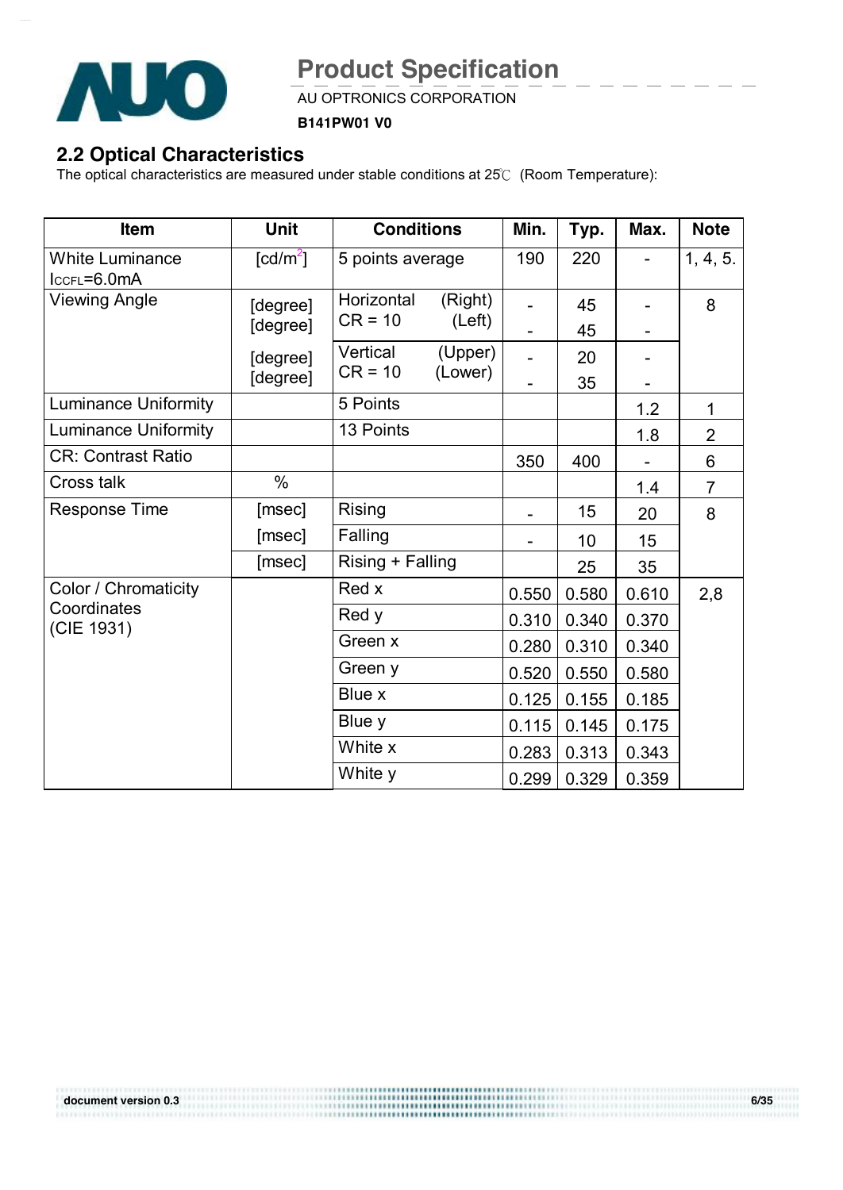## 2.2 Optical Characteristics

The optical characteristics are measured under stable conditions at 25℃ (Room Temperature):

| Item | Unit | Conditions | | Min. | Typ. | Max. | Note |
|---|---|---|---|---|---|---|---|
| White Luminance $I_{CCFL}$=6.0mA | [cd/m²] | 5 points average | | 190 | 220 | - | 1, 4, 5. |
| Viewing Angle | [degree] | Horizontal CR = 10 | (Right) | - | 45 | - | 8 |
| | [degree] | | (Left) | - | 45 | - | |
| | [degree] | Vertical CR = 10 | (Upper) | - | 20 | - | |
| | [degree] | | (Lower) | - | 35 | - | |
| Luminance Uniformity | | 5 Points | | | | 1.2 | 1 |
| Luminance Uniformity | | 13 Points | | | | 1.8 | 2 |
| CR: Contrast Ratio | | | | 350 | 400 | - | 6 |
| Cross talk | % | | | | | 1.4 | 7 |
| Response Time | [msec] | Rising | | - | 15 | 20 | 8 |
| | [msec] | Falling | | - | 10 | 15 | |
| | [msec] | Rising + Falling | | | 25 | 35 | |
| Color / Chromaticity Coordinates (CIE 1931) | | Red x | | 0.550 | 0.580 | 0.610 | 2,8 |
| | | Red y | | 0.310 | 0.340 | 0.370 | |
| | | Green x | | 0.280 | 0.310 | 0.340 | |
| | | Green y | | 0.520 | 0.550 | 0.580 | |
| | | Blue x | | 0.125 | 0.155 | 0.185 | |
| | | Blue y | | 0.115 | 0.145 | 0.175 | |
| | | White x | | 0.283 | 0.313 | 0.343 | |
| | | White y | | 0.299 | 0.329 | 0.359 | |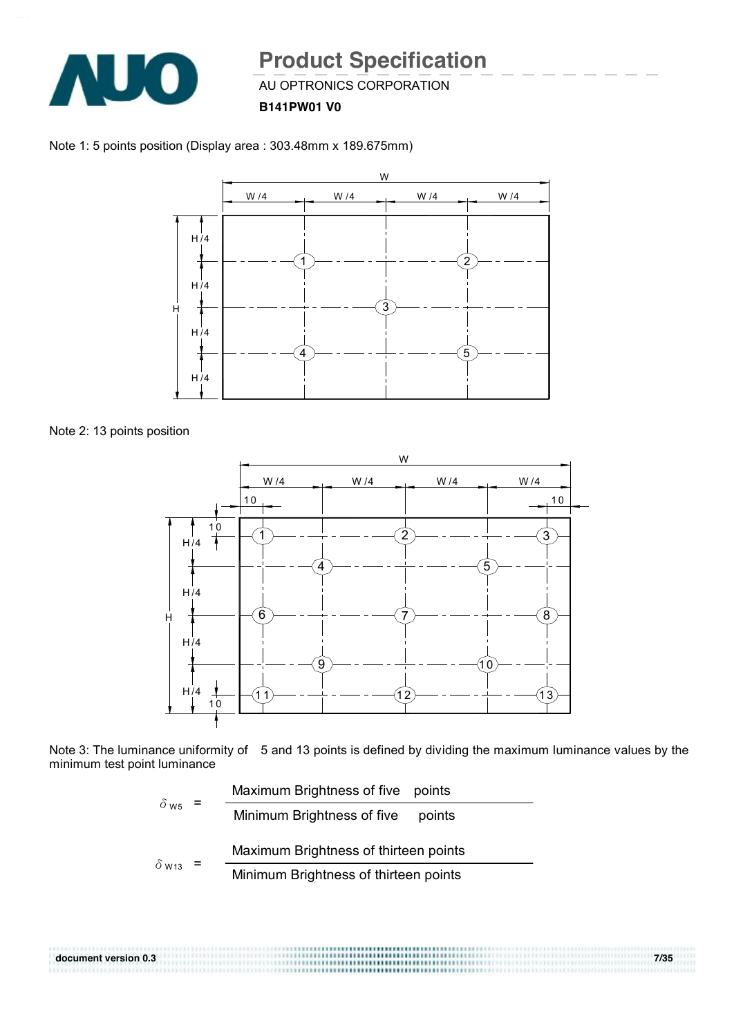Note 1: 5 points position (Display area : 303.48mm x 189.675mm)

Note 2: 13 points position

Note 3: The luminance uniformity of 5 and 13 points is defined by dividing the maximum luminance values by the minimum test point luminance

$$\delta_{W5} = \frac{\text{Maximum Brightness of five points}}{\text{Minimum Brightness of five points}}$$

$$\delta_{W13} = \frac{\text{Maximum Brightness of thirteen points}}{\text{Minimum Brightness of thirteen points}}$$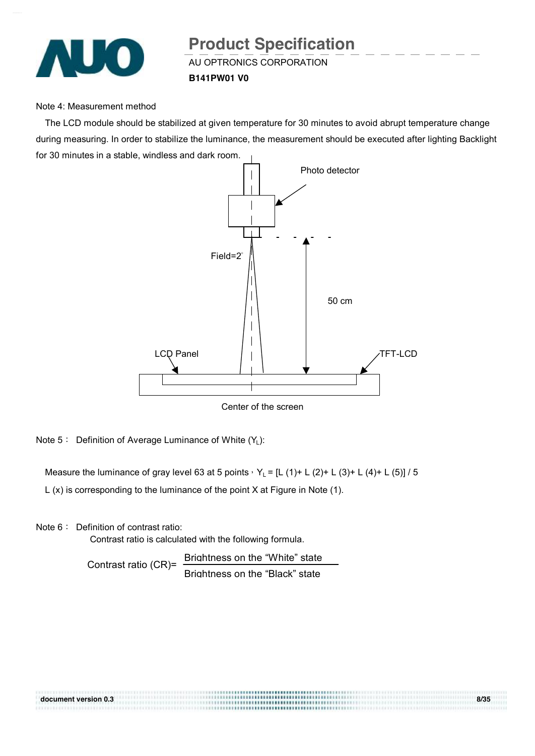Note 4: Measurement method

The LCD module should be stabilized at given temperature for 30 minutes to avoid abrupt temperature change during measuring. In order to stabilize the luminance, the measurement should be executed after lighting Backlight for 30 minutes in a stable, windless and dark room.

Photo detector

Field=2°

50 cm

LCD Panel

TFT-LCD

Center of the screen

Note 5： Definition of Average Luminance of White ($Y_L$):

Measure the luminance of gray level 63 at 5 points，$Y_L$ = [L (1)+ L (2)+ L (3)+ L (4)+ L (5)] / 5

L (x) is corresponding to the luminance of the point X at Figure in Note (1).

Note 6： Definition of contrast ratio:

Contrast ratio is calculated with the following formula.

$$\text{Contrast ratio (CR)} = \frac{\text{Brightness on the “White” state}}{\text{Brightness on the “Black” state}}$$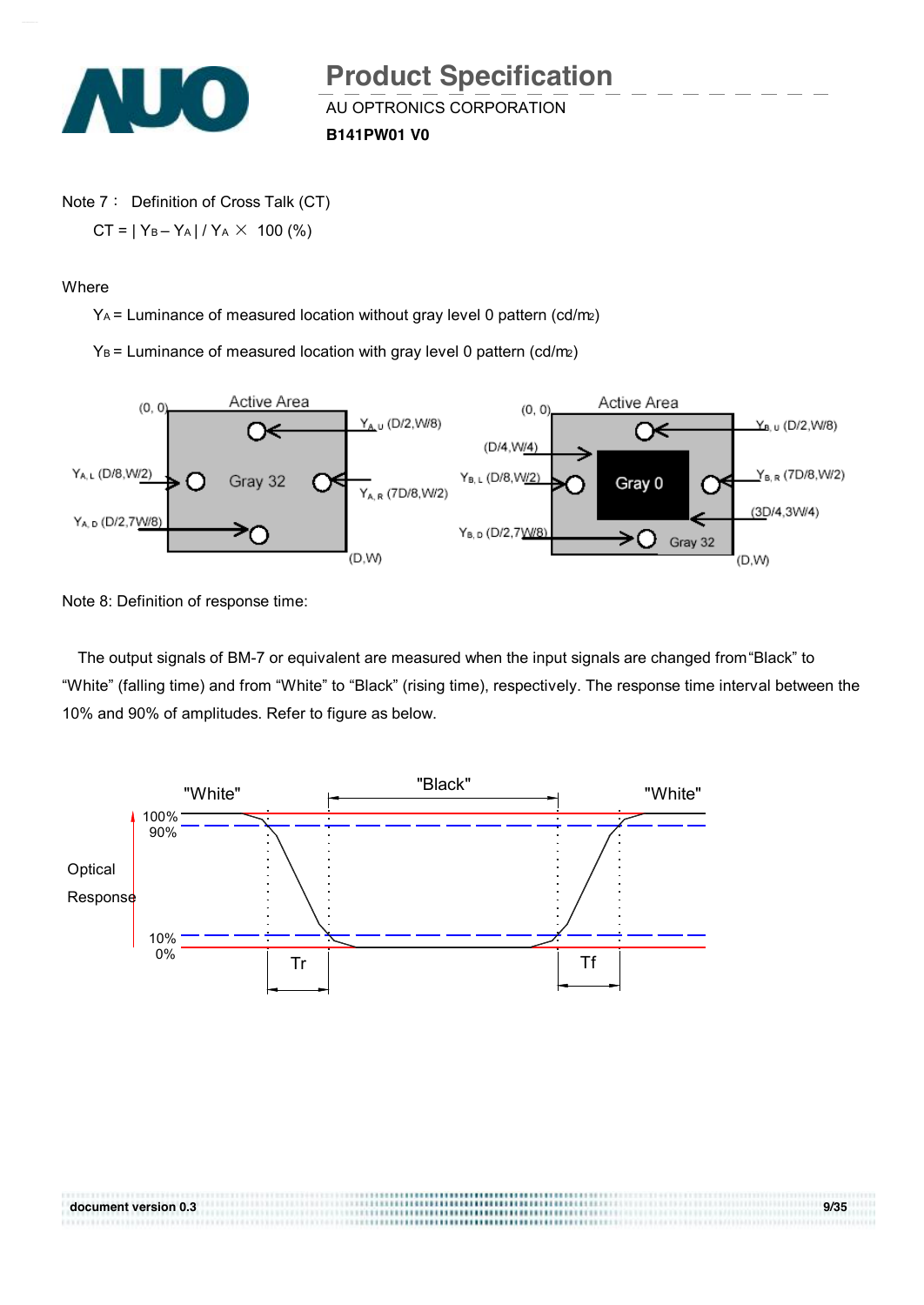Note 7： Definition of Cross Talk (CT)

$CT = | Y_B - Y_A | / Y_A \times 100$ (%)

Where

$Y_A$ = Luminance of measured location without gray level 0 pattern (cd/m2)

$Y_B$ = Luminance of measured location with gray level 0 pattern (cd/m2)

Note 8: Definition of response time:

The output signals of BM-7 or equivalent are measured when the input signals are changed from "Black" to "White" (falling time) and from "White" to "Black" (rising time), respectively. The response time interval between the 10% and 90% of amplitudes. Refer to figure as below.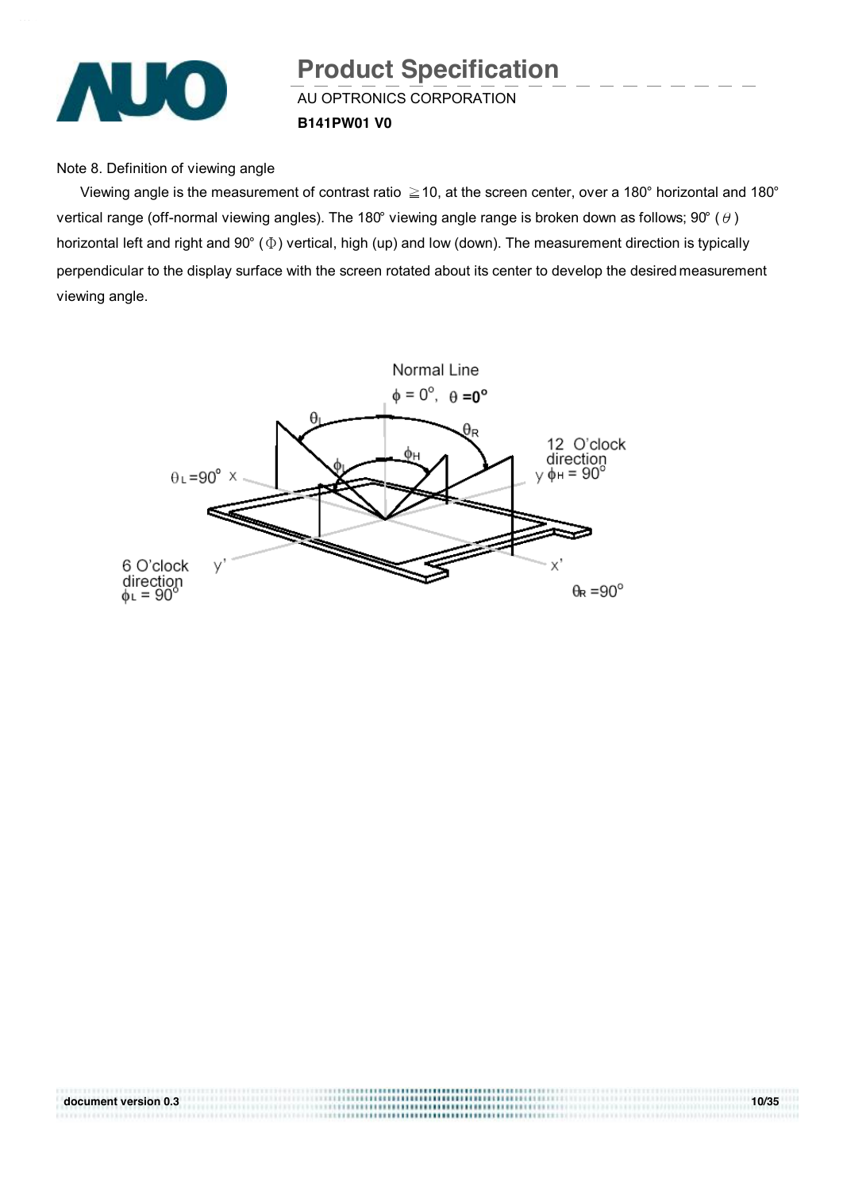Note 8. Definition of viewing angle

Viewing angle is the measurement of contrast ratio ≧10, at the screen center, over a 180° horizontal and 180° vertical range (off-normal viewing angles). The 180° viewing angle range is broken down as follows; 90° ($\theta$) horizontal left and right and 90° ($\Phi$) vertical, high (up) and low (down). The measurement direction is typically perpendicular to the display surface with the screen rotated about its center to develop the desired measurement viewing angle.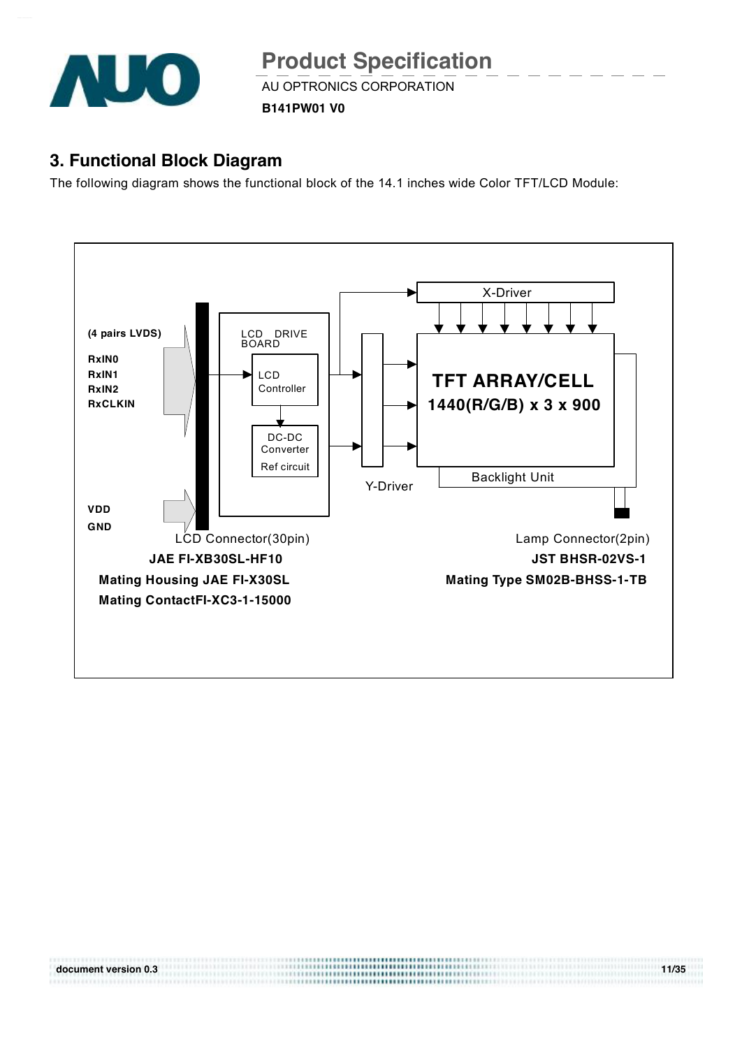## 3. Functional Block Diagram

The following diagram shows the functional block of the 14.1 inches wide Color TFT/LCD Module:

(4 pairs LVDS)

RxIN0
RxIN1
RxIN2
RxCLKIN

VDD
GND

LCD DRIVE BOARD

LCD Controller

DC-DC Converter Ref circuit

X-Driver

Y-Driver

TFT ARRAY/CELL
1440(R/G/B) x 3 x 900

Backlight Unit

LCD Connector(30pin)
**JAE FI-XB30SL-HF10**
**Mating Housing JAE FI-X30SL**
**Mating ContactFI-XC3-1-15000**

Lamp Connector(2pin)
**JST BHSR-02VS-1**
**Mating Type SM02B-BHSS-1-TB**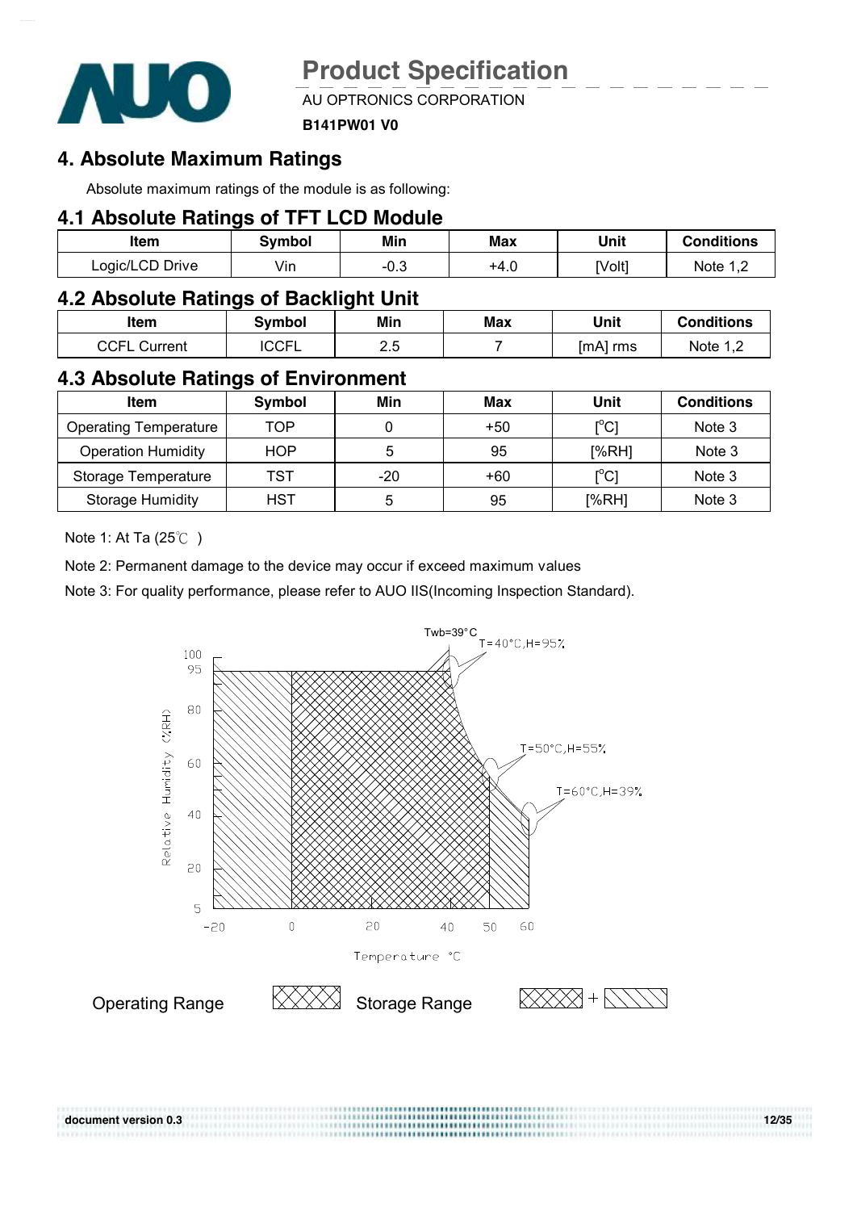## 4. Absolute Maximum Ratings

Absolute maximum ratings of the module is as following:

### 4.1 Absolute Ratings of TFT LCD Module

| Item | Symbol | Min | Max | Unit | Conditions |
|---|---|---|---|---|---|
| Logic/LCD Drive | Vin | -0.3 | +4.0 | [Volt] | Note 1,2 |

### 4.2 Absolute Ratings of Backlight Unit

| Item | Symbol | Min | Max | Unit | Conditions |
|---|---|---|---|---|---|
| CCFL Current | ICCFL | 2.5 | 7 | [mA] rms | Note 1,2 |

### 4.3 Absolute Ratings of Environment

| Item | Symbol | Min | Max | Unit | Conditions |
|---|---|---|---|---|---|
| Operating Temperature | TOP | 0 | +50 | [°C] | Note 3 |
| Operation Humidity | HOP | 5 | 95 | [%RH] | Note 3 |
| Storage Temperature | TST | -20 | +60 | [°C] | Note 3 |
| Storage Humidity | HST | 5 | 95 | [%RH] | Note 3 |

Note 1: At Ta (25℃ )

Note 2: Permanent damage to the device may occur if exceed maximum values

Note 3: For quality performance, please refer to AUO IIS(Incoming Inspection Standard).

Twb=39°C

T=40°C,H=95%

T=50°C,H=55%

T=60°C,H=39%

Relative Humidity (%RH)

Temperature °C

Operating Range

Storage Range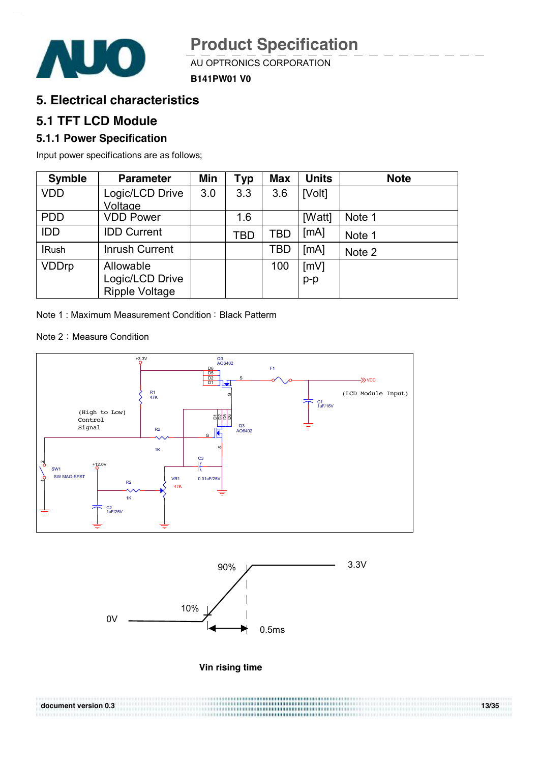# 5. Electrical characteristics

## 5.1 TFT LCD Module

### 5.1.1 Power Specification

Input power specifications are as follows;

| Symble | Parameter | Min | Typ | Max | Units | Note |
|---|---|---|---|---|---|---|
| VDD | Logic/LCD Drive Voltage | 3.0 | 3.3 | 3.6 | [Volt] | |
| PDD | VDD Power | | 1.6 | | [Watt] | Note 1 |
| IDD | IDD Current | | TBD | TBD | [mA] | Note 1 |
| IRush | Inrush Current | | | TBD | [mA] | Note 2 |
| VDDrp | Allowable Logic/LCD Drive Ripple Voltage | | | 100 | [mV] p-p | |

Note 1 : Maximum Measurement Condition：Black Pattern

Note 2：Measure Condition

Vin rising time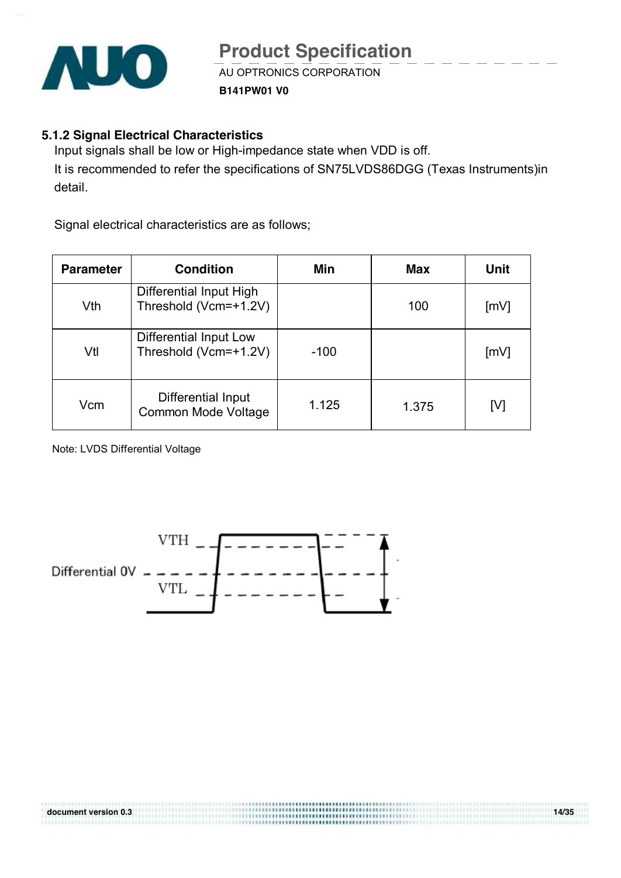### 5.1.2 Signal Electrical Characteristics

Input signals shall be low or High-impedance state when VDD is off.

It is recommended to refer the specifications of SN75LVDS86DGG (Texas Instruments)in detail.

Signal electrical characteristics are as follows;

| Parameter | Condition | Min | Max | Unit |
|---|---|---|---|---|
| Vth | Differential Input High Threshold (Vcm=+1.2V) | | 100 | [mV] |
| Vtl | Differential Input Low Threshold (Vcm=+1.2V) | -100 | | [mV] |
| Vcm | Differential Input Common Mode Voltage | 1.125 | 1.375 | [V] |

Note: LVDS Differential Voltage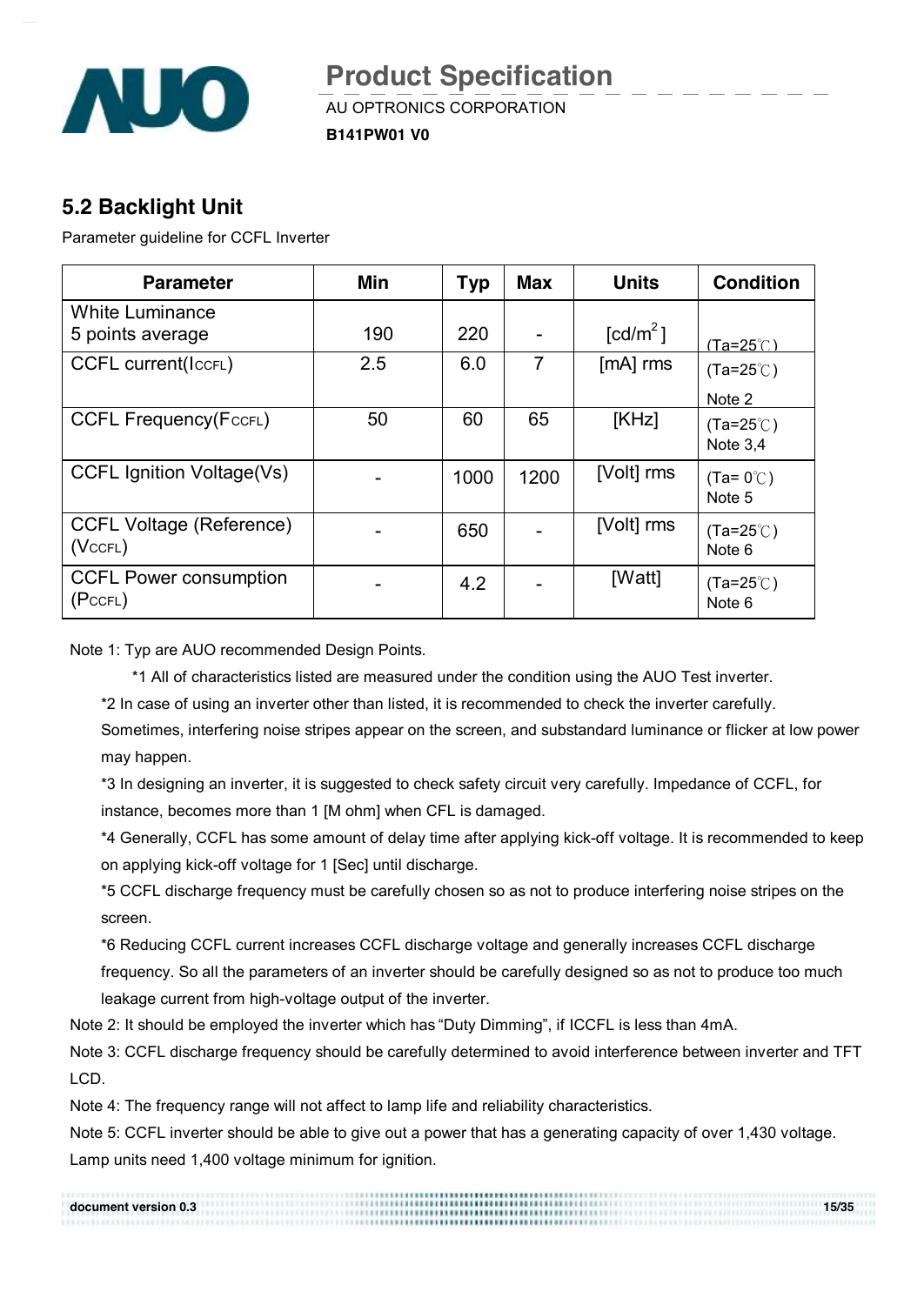## 5.2 Backlight Unit

Parameter guideline for CCFL Inverter

| Parameter | Min | Typ | Max | Units | Condition |
|---|---|---|---|---|---|
| White Luminance 5 points average | 190 | 220 | - | [cd/m$^2$] | (Ta=25℃) |
| CCFL current($I_{CCFL}$) | 2.5 | 6.0 | 7 | [mA] rms | (Ta=25℃) Note 2 |
| CCFL Frequency($F_{CCFL}$) | 50 | 60 | 65 | [KHz] | (Ta=25℃) Note 3,4 |
| CCFL Ignition Voltage(Vs) | - | 1000 | 1200 | [Volt] rms | (Ta= 0℃) Note 5 |
| CCFL Voltage (Reference) ($V_{CCFL}$) | - | 650 | - | [Volt] rms | (Ta=25℃) Note 6 |
| CCFL Power consumption ($P_{CCFL}$) | - | 4.2 | - | [Watt] | (Ta=25℃) Note 6 |

Note 1: Typ are AUO recommended Design Points.

*1 All of characteristics listed are measured under the condition using the AUO Test inverter.

*2 In case of using an inverter other than listed, it is recommended to check the inverter carefully. Sometimes, interfering noise stripes appear on the screen, and substandard luminance or flicker at low power may happen.

*3 In designing an inverter, it is suggested to check safety circuit very carefully. Impedance of CCFL, for instance, becomes more than 1 [M ohm] when CFL is damaged.

*4 Generally, CCFL has some amount of delay time after applying kick-off voltage. It is recommended to keep on applying kick-off voltage for 1 [Sec] until discharge.

*5 CCFL discharge frequency must be carefully chosen so as not to produce interfering noise stripes on the screen.

*6 Reducing CCFL current increases CCFL discharge voltage and generally increases CCFL discharge frequency. So all the parameters of an inverter should be carefully designed so as not to produce too much leakage current from high-voltage output of the inverter.

Note 2: It should be employed the inverter which has "Duty Dimming", if ICCFL is less than 4mA.

Note 3: CCFL discharge frequency should be carefully determined to avoid interference between inverter and TFT LCD.

Note 4: The frequency range will not affect to lamp life and reliability characteristics.

Note 5: CCFL inverter should be able to give out a power that has a generating capacity of over 1,430 voltage. Lamp units need 1,400 voltage minimum for ignition.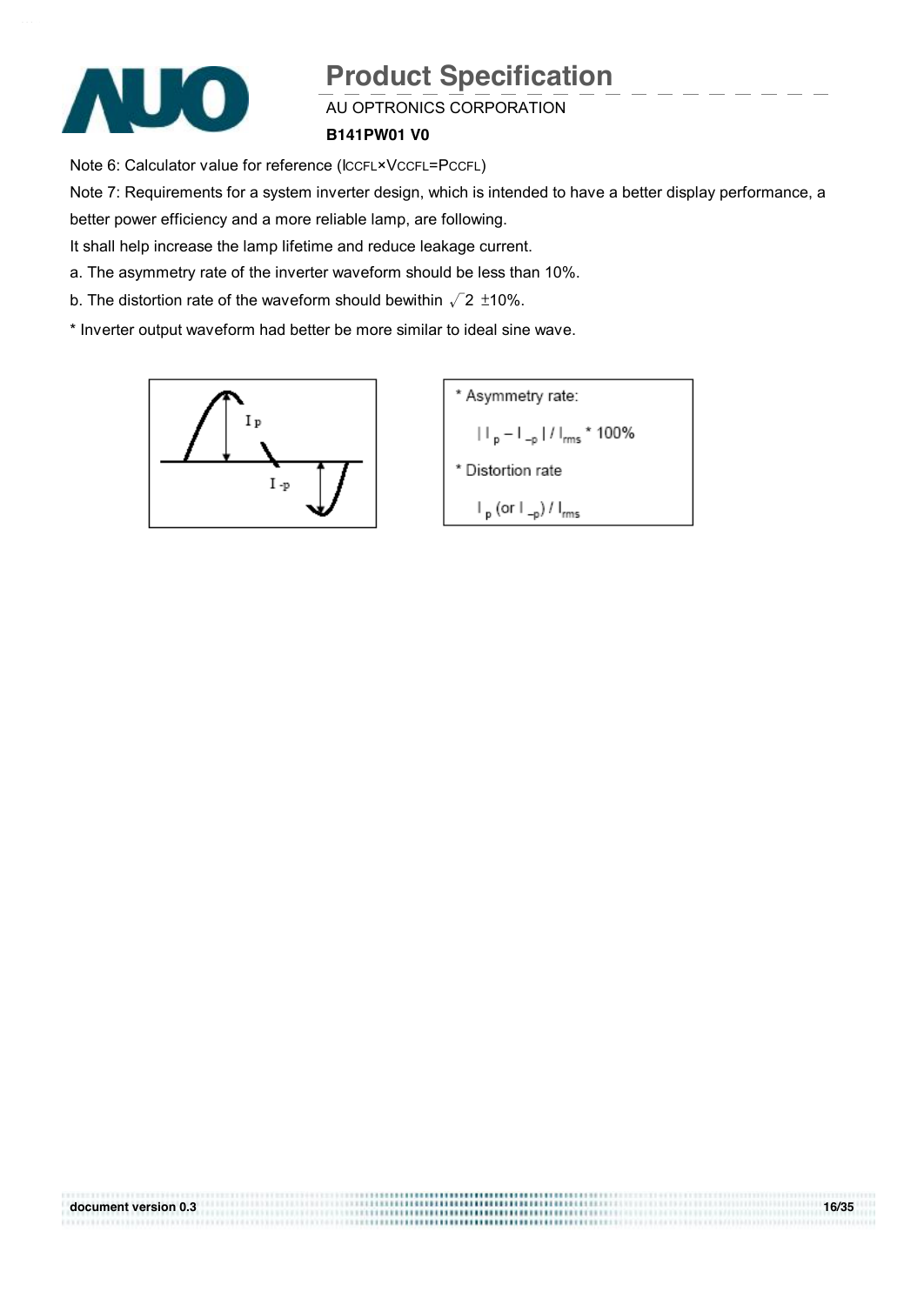Note 6: Calculator value for reference ($I_{CCFL} \times V_{CCFL} = P_{CCFL}$)

Note 7: Requirements for a system inverter design, which is intended to have a better display performance, a better power efficiency and a more reliable lamp, are following.

It shall help increase the lamp lifetime and reduce leakage current.

a. The asymmetry rate of the inverter waveform should be less than 10%.

b. The distortion rate of the waveform should bewithin $\sqrt{2}$ ±10%.

* Inverter output waveform had better be more similar to ideal sine wave.

* Asymmetry rate:

$| I_p - I_{-p} | / I_{rms} * 100\%$

* Distortion rate

$I_p$ (or $I_{-p}$) / $I_{rms}$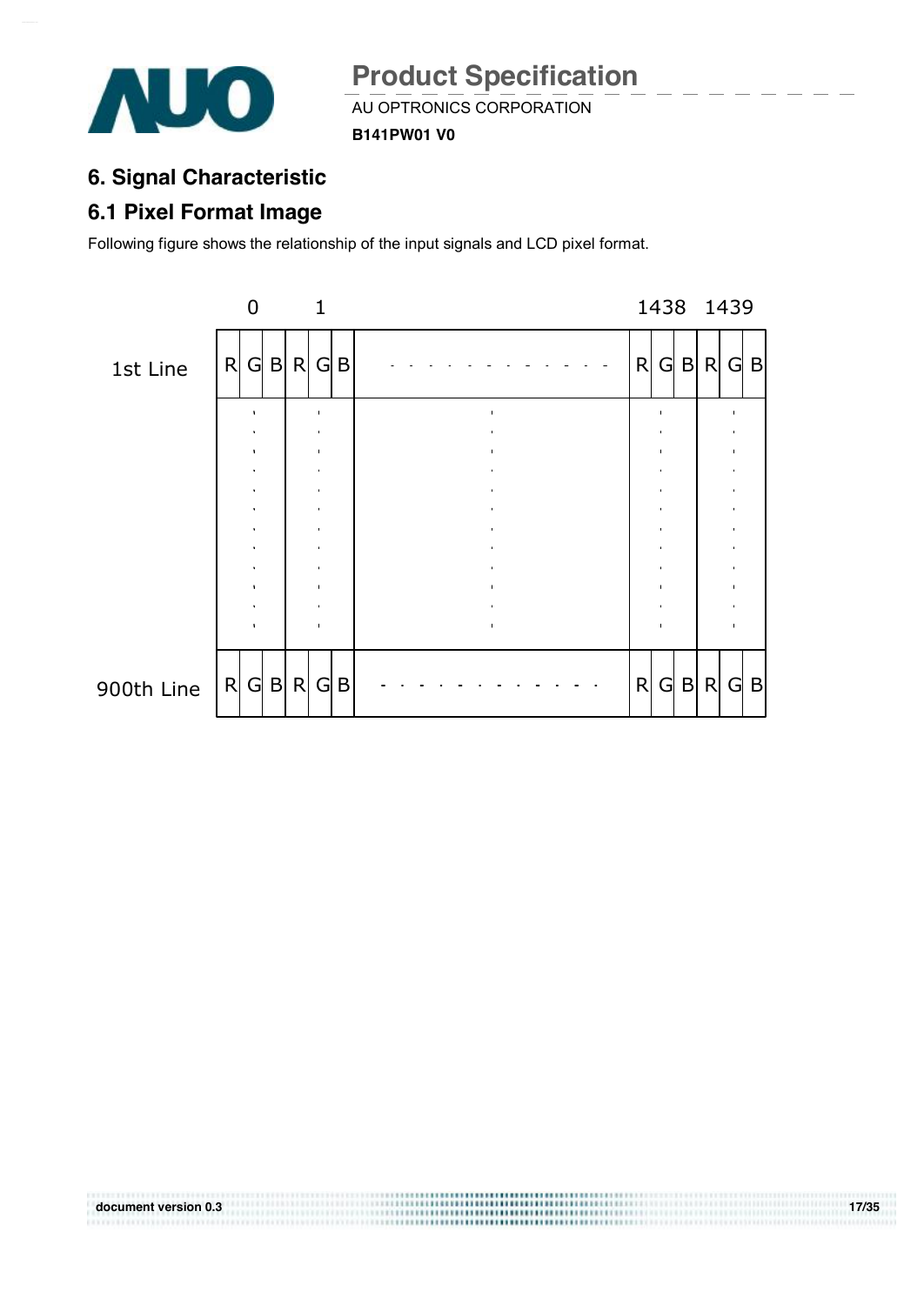# 6. Signal Characteristic

## 6.1 Pixel Format Image

Following figure shows the relationship of the input signals and LCD pixel format.

| | 0 | | | 1 | | | | 1438 | | | 1439 | | |
|---|---|---|---|---|---|---|---|---|---|---|---|---|---|
| 1st Line | R | G | B | R | G | B | - - - - - - - - - - - - - | R | G | B | R | G | B |
| | . | | | . | | | . | . | | | . | | |
| 900th Line | R | G | B | R | G | B | - - - - - - - - - - - - - | R | G | B | R | G | B |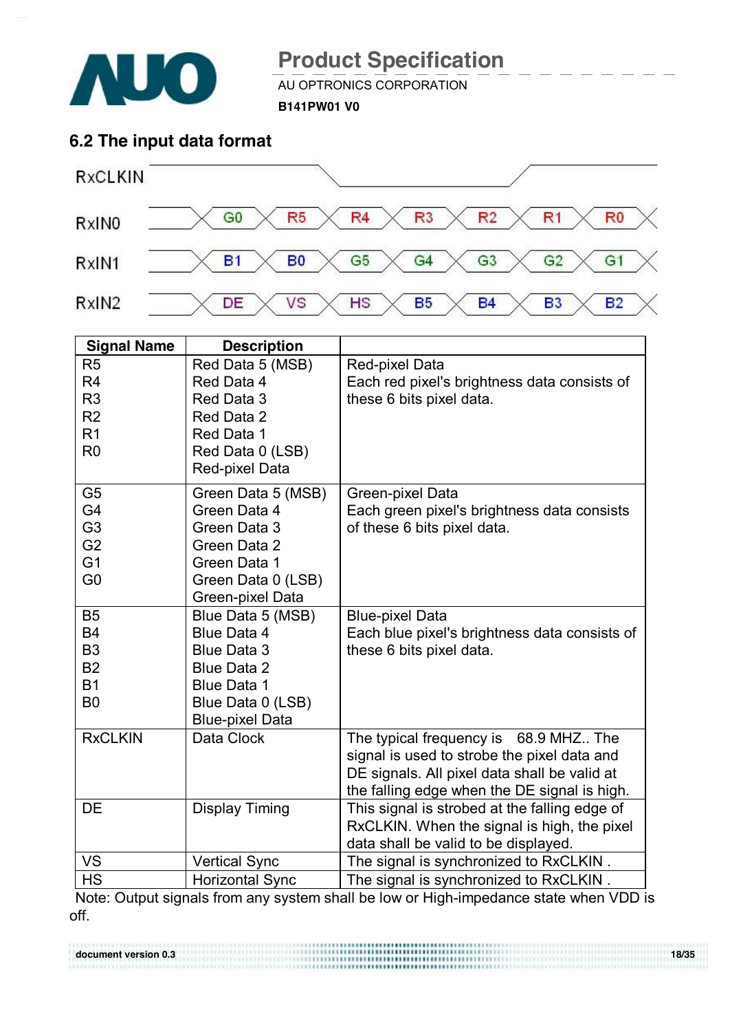## 6.2 The input data format

| RxCLKIN | | | | | | | |
|---|---|---|---|---|---|---|---|
| RxIN0 | G0 | R5 | R4 | R3 | R2 | R1 | R0 |
| RxIN1 | B1 | B0 | G5 | G4 | G3 | G2 | G1 |
| RxIN2 | DE | VS | HS | B5 | B4 | B3 | B2 |

| Signal Name | Description | |
|---|---|---|
| R5<br>R4<br>R3<br>R2<br>R1<br>R0 | Red Data 5 (MSB)<br>Red Data 4<br>Red Data 3<br>Red Data 2<br>Red Data 1<br>Red Data 0 (LSB)<br>Red-pixel Data | Red-pixel Data<br>Each red pixel's brightness data consists of these 6 bits pixel data. |
| G5<br>G4<br>G3<br>G2<br>G1<br>G0 | Green Data 5 (MSB)<br>Green Data 4<br>Green Data 3<br>Green Data 2<br>Green Data 1<br>Green Data 0 (LSB)<br>Green-pixel Data | Green-pixel Data<br>Each green pixel's brightness data consists of these 6 bits pixel data. |
| B5<br>B4<br>B3<br>B2<br>B1<br>B0 | Blue Data 5 (MSB)<br>Blue Data 4<br>Blue Data 3<br>Blue Data 2<br>Blue Data 1<br>Blue Data 0 (LSB)<br>Blue-pixel Data | Blue-pixel Data<br>Each blue pixel's brightness data consists of these 6 bits pixel data. |
| RxCLKIN | Data Clock | The typical frequency is 68.9 MHZ.. The signal is used to strobe the pixel data and DE signals. All pixel data shall be valid at the falling edge when the DE signal is high. |
| DE | Display Timing | This signal is strobed at the falling edge of RxCLKIN. When the signal is high, the pixel data shall be valid to be displayed. |
| VS | Vertical Sync | The signal is synchronized to RxCLKIN . |
| HS | Horizontal Sync | The signal is synchronized to RxCLKIN . |

Note: Output signals from any system shall be low or High-impedance state when VDD is off.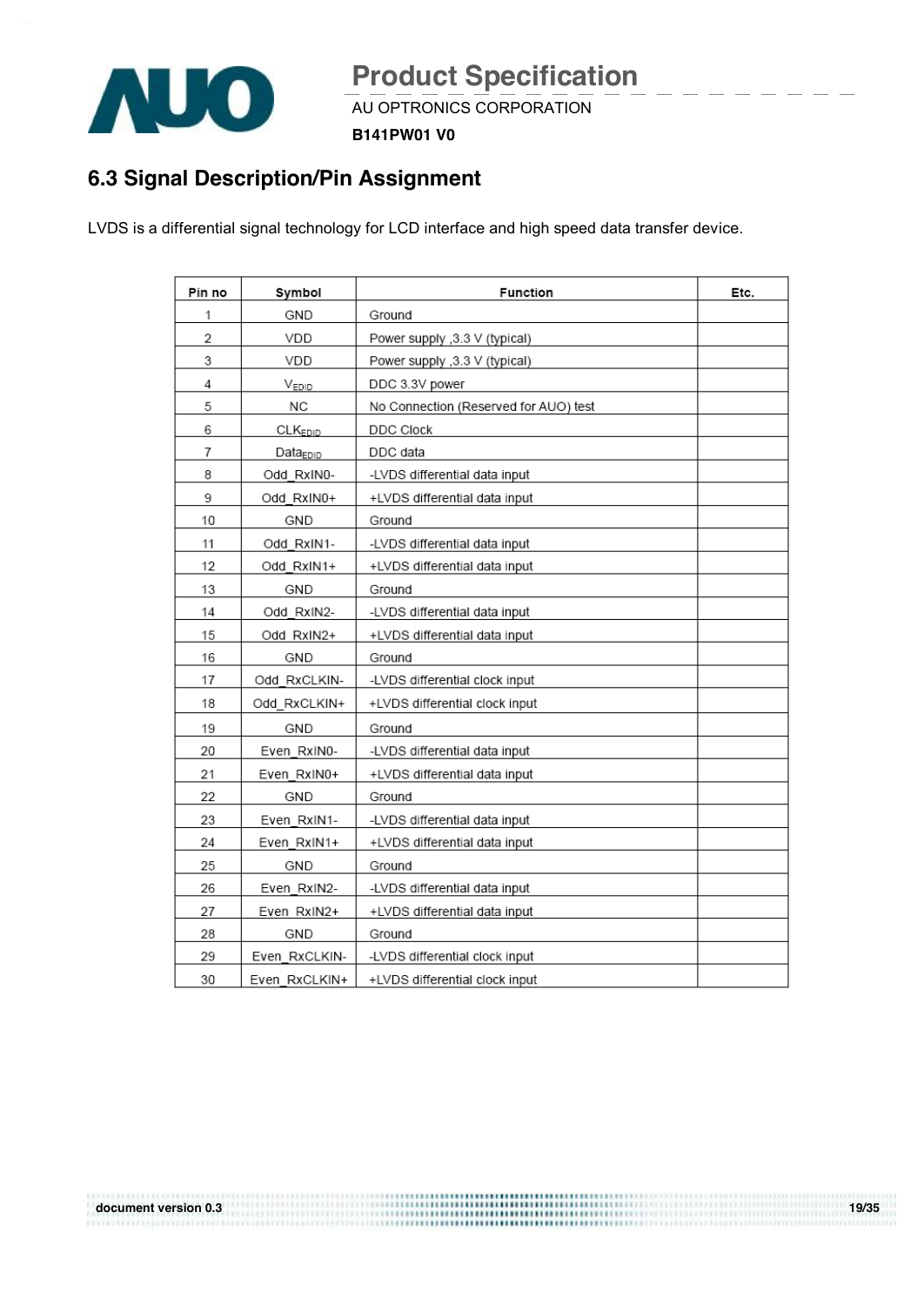## 6.3 Signal Description/Pin Assignment

LVDS is a differential signal technology for LCD interface and high speed data transfer device.

| Pin no | Symbol | Function | Etc. |
|---|---|---|---|
| 1 | GND | Ground | |
| 2 | VDD | Power supply ,3.3 V (typical) | |
| 3 | VDD | Power supply ,3.3 V (typical) | |
| 4 | $V_{EDID}$ | DDC 3.3V power | |
| 5 | NC | No Connection (Reserved for AUO) test | |
| 6 | $CLK_{EDID}$ | DDC Clock | |
| 7 | $Data_{EDID}$ | DDC data | |
| 8 | Odd_RxIN0- | -LVDS differential data input | |
| 9 | Odd_RxIN0+ | +LVDS differential data input | |
| 10 | GND | Ground | |
| 11 | Odd_RxIN1- | -LVDS differential data input | |
| 12 | Odd_RxIN1+ | +LVDS differential data input | |
| 13 | GND | Ground | |
| 14 | Odd_RxIN2- | -LVDS differential data input | |
| 15 | Odd_RxIN2+ | +LVDS differential data input | |
| 16 | GND | Ground | |
| 17 | Odd_RxCLKIN- | -LVDS differential clock input | |
| 18 | Odd_RxCLKIN+ | +LVDS differential clock input | |
| 19 | GND | Ground | |
| 20 | Even_RxIN0- | -LVDS differential data input | |
| 21 | Even_RxIN0+ | +LVDS differential data input | |
| 22 | GND | Ground | |
| 23 | Even_RxIN1- | -LVDS differential data input | |
| 24 | Even_RxIN1+ | +LVDS differential data input | |
| 25 | GND | Ground | |
| 26 | Even_RxIN2- | -LVDS differential data input | |
| 27 | Even_RxIN2+ | +LVDS differential data input | |
| 28 | GND | Ground | |
| 29 | Even_RxCLKIN- | -LVDS differential clock input | |
| 30 | Even_RxCLKIN+ | +LVDS differential clock input | |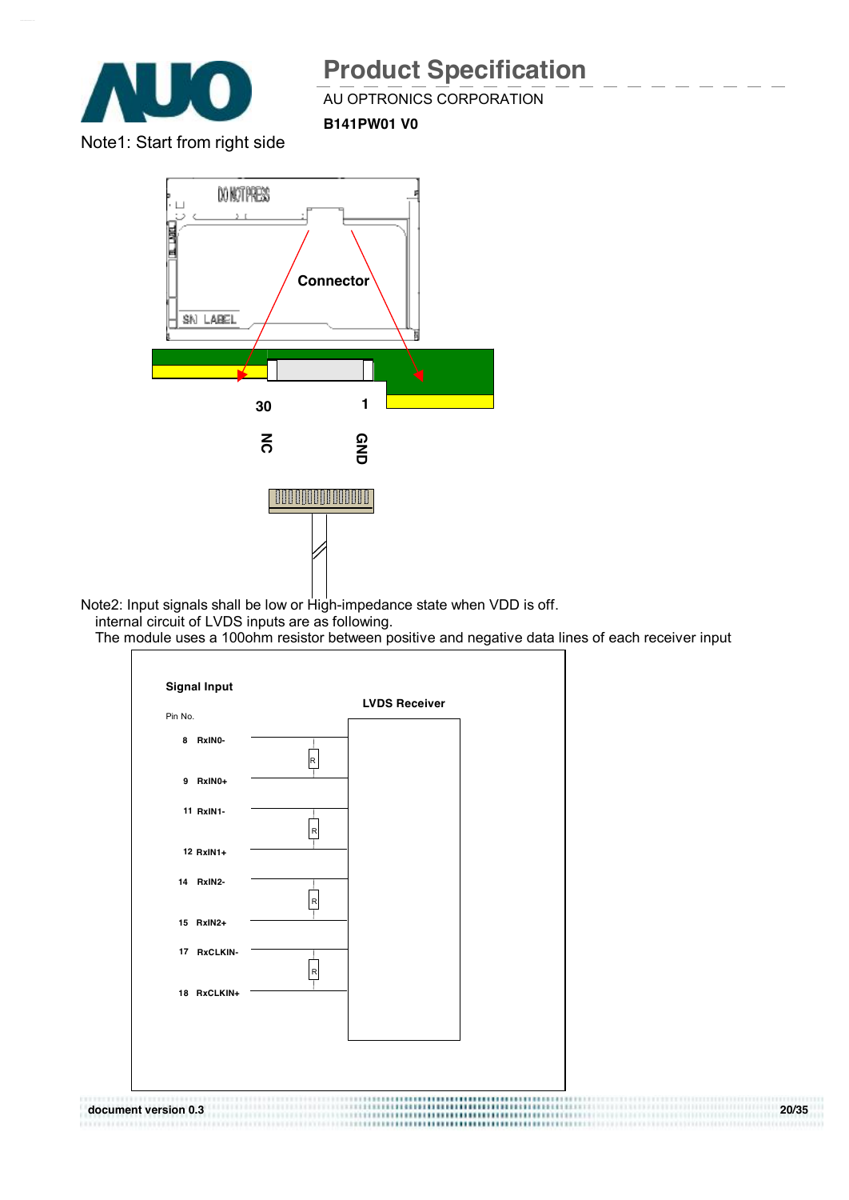Note1: Start from right side

Connector

30 NC

1 GND

Note2: Input signals shall be low or High-impedance state when VDD is off.
internal circuit of LVDS inputs are as following.
The module uses a 100ohm resistor between positive and negative data lines of each receiver input

**Signal Input**

Pin No.

**LVDS Receiver**

| Pin No. | Signal |
|---|---|
| 8 | RxIN0- |
| 9 | RxIN0+ |
| 11 | RxIN1- |
| 12 | RxIN1+ |
| 14 | RxIN2- |
| 15 | RxIN2+ |
| 17 | RxCLKIN- |
| 18 | RxCLKIN+ |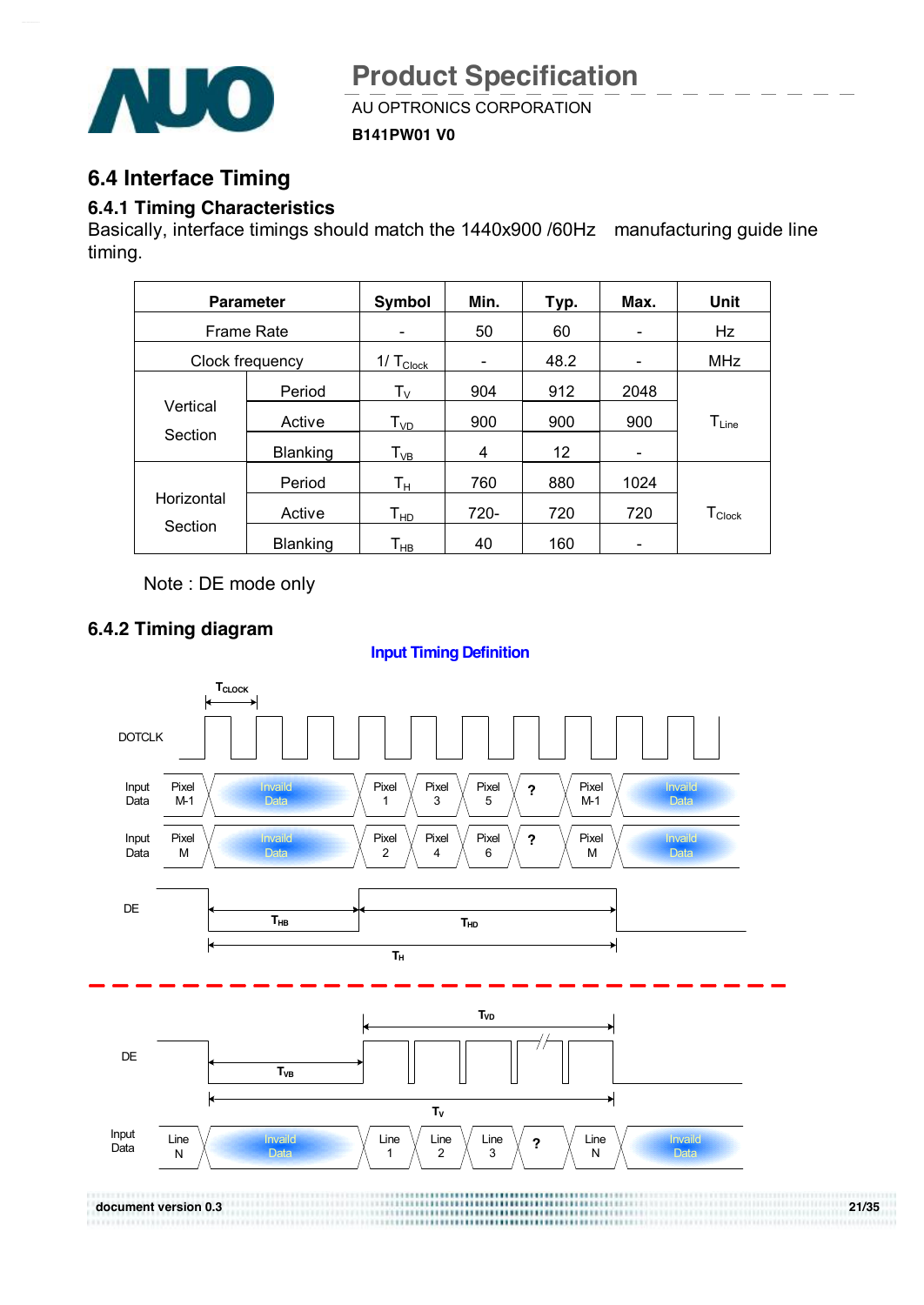## 6.4 Interface Timing

### 6.4.1 Timing Characteristics

Basically, interface timings should match the 1440x900 /60Hz manufacturing guide line timing.

| Parameter | | Symbol | Min. | Typ. | Max. | Unit |
|---|---|---|---|---|---|---|
| Frame Rate | | - | 50 | 60 | - | Hz |
| Clock frequency | | $1/T_{Clock}$ | - | 48.2 | - | MHz |
| Vertical Section | Period | $T_V$ | 904 | 912 | 2048 | $T_{Line}$ |
| | Active | $T_{VD}$ | 900 | 900 | 900 | |
| | Blanking | $T_{VB}$ | 4 | 12 | - | |
| Horizontal Section | Period | $T_H$ | 760 | 880 | 1024 | $T_{Clock}$ |
| | Active | $T_{HD}$ | 720- | 720 | 720 | |
| | Blanking | $T_{HB}$ | 40 | 160 | - | |

Note : DE mode only

### 6.4.2 Timing diagram

**Input Timing Definition**

$T_{CLOCK}$

DOTCLK

Input Data: Pixel M-1 | Invaild Data | Pixel 1 | Pixel 3 | Pixel 5 | ? | Pixel M-1 | Invaild Data

Input Data: Pixel M | Invaild Data | Pixel 2 | Pixel 4 | Pixel 6 | ? | Pixel M | Invaild Data

DE: $T_{HB}$, $T_{HD}$, $T_H$

DE: $T_{VB}$, $T_{VD}$, $T_V$

Input Data: Line N | Invaild Data | Line 1 | Line 2 | Line 3 | ? | Line N | Invaild Data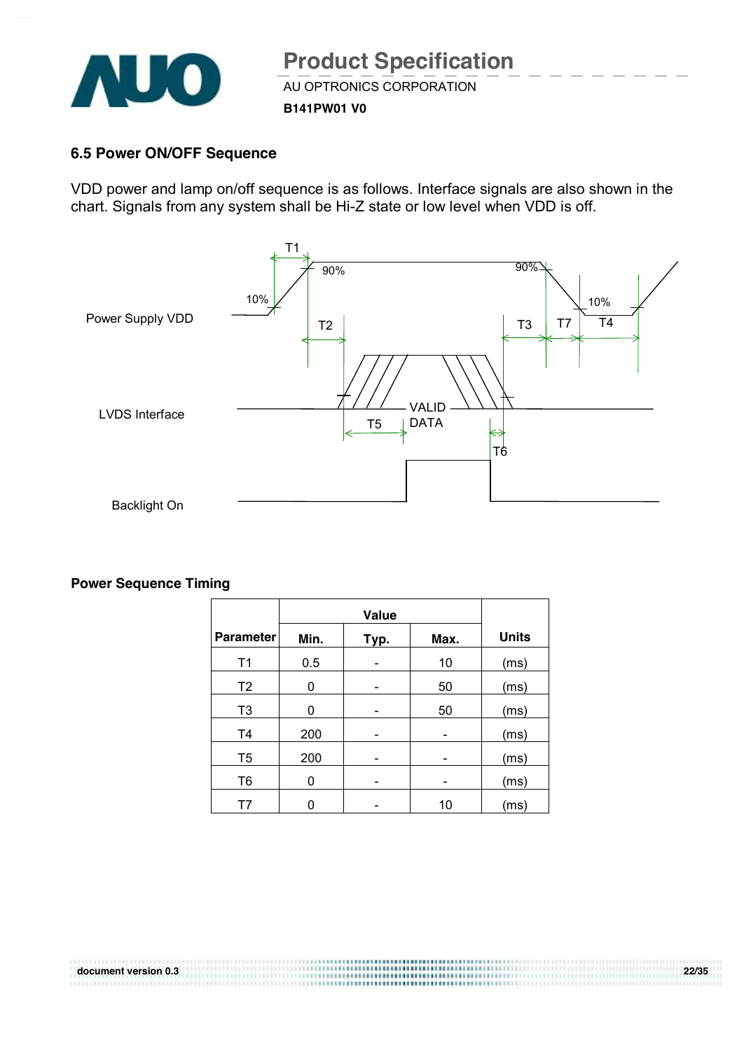### 6.5 Power ON/OFF Sequence

VDD power and lamp on/off sequence is as follows. Interface signals are also shown in the chart. Signals from any system shall be Hi-Z state or low level when VDD is off.

**Power Sequence Timing**

| Parameter | Value | | | Units |
|---|---|---|---|---|
| | Min. | Typ. | Max. | |
| T1 | 0.5 | - | 10 | (ms) |
| T2 | 0 | - | 50 | (ms) |
| T3 | 0 | - | 50 | (ms) |
| T4 | 200 | - | - | (ms) |
| T5 | 200 | - | - | (ms) |
| T6 | 0 | - | - | (ms) |
| T7 | 0 | - | 10 | (ms) |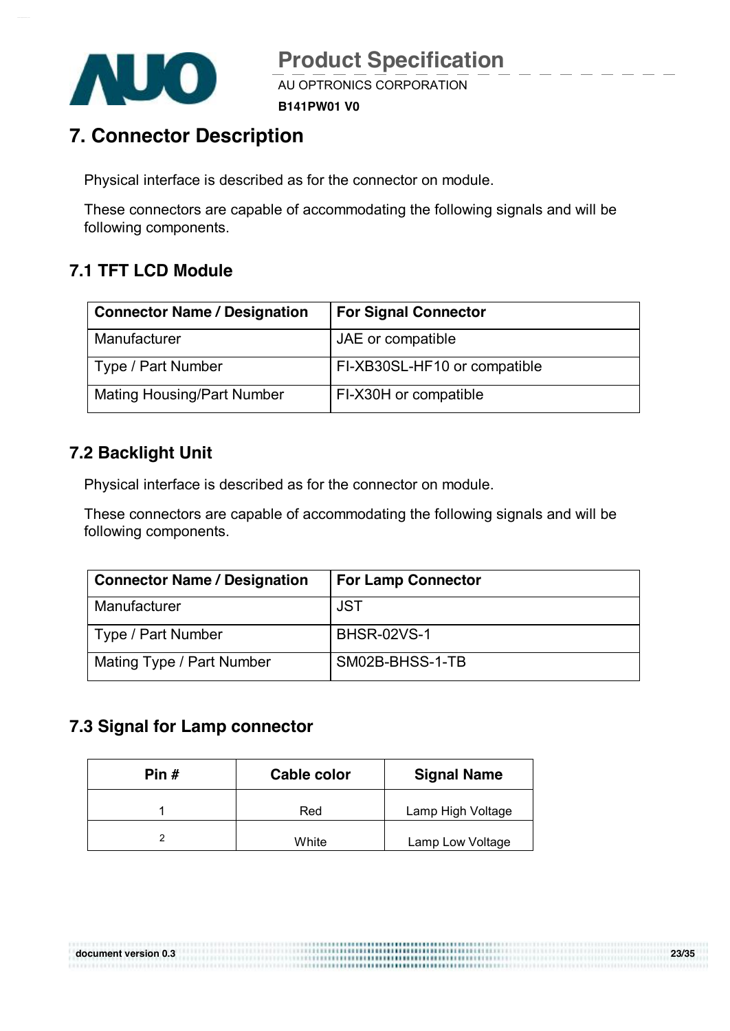# 7. Connector Description

Physical interface is described as for the connector on module.

These connectors are capable of accommodating the following signals and will be following components.

## 7.1 TFT LCD Module

| Connector Name / Designation | For Signal Connector |
|---|---|
| Manufacturer | JAE or compatible |
| Type / Part Number | FI-XB30SL-HF10 or compatible |
| Mating Housing/Part Number | FI-X30H or compatible |

## 7.2 Backlight Unit

Physical interface is described as for the connector on module.

These connectors are capable of accommodating the following signals and will be following components.

| Connector Name / Designation | For Lamp Connector |
|---|---|
| Manufacturer | JST |
| Type / Part Number | BHSR-02VS-1 |
| Mating Type / Part Number | SM02B-BHSS-1-TB |

## 7.3 Signal for Lamp connector

| Pin # | Cable color | Signal Name |
|---|---|---|
| 1 | Red | Lamp High Voltage |
| 2 | White | Lamp Low Voltage |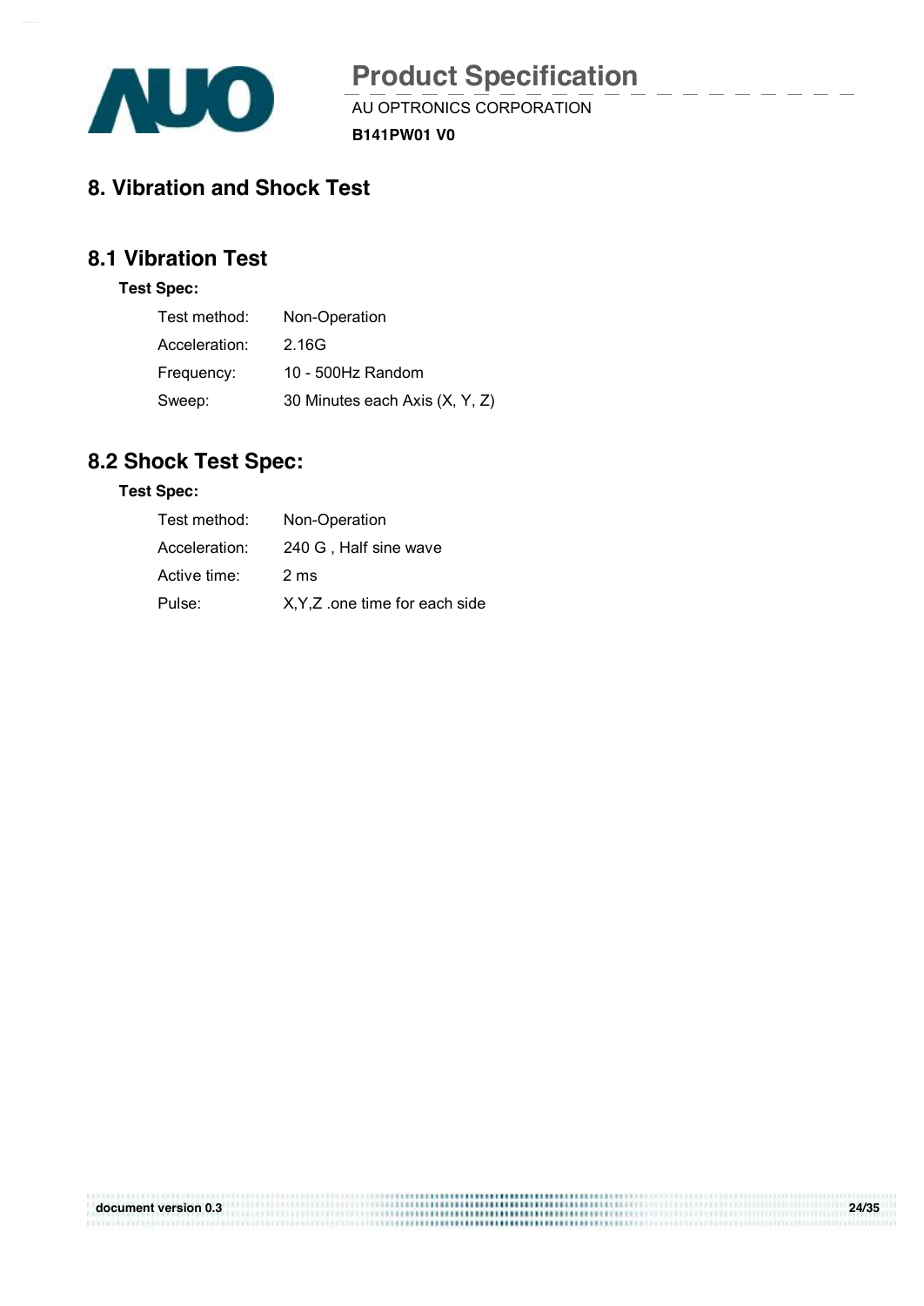# 8. Vibration and Shock Test

## 8.1 Vibration Test

**Test Spec:**

| | |
|---|---|
| Test method: | Non-Operation |
| Acceleration: | 2.16G |
| Frequency: | 10 - 500Hz Random |
| Sweep: | 30 Minutes each Axis (X, Y, Z) |

## 8.2 Shock Test Spec:

**Test Spec:**

| | |
|---|---|
| Test method: | Non-Operation |
| Acceleration: | 240 G , Half sine wave |
| Active time: | 2 ms |
| Pulse: | X,Y,Z .one time for each side |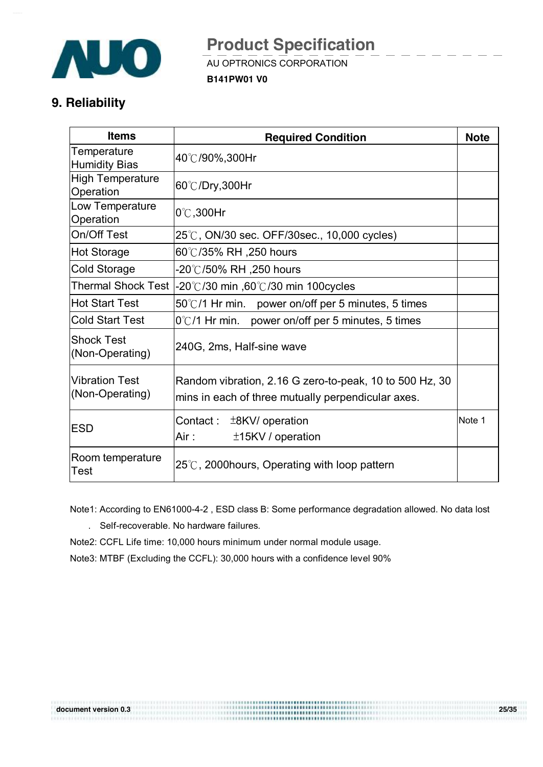## 9. Reliability

| Items | Required Condition | Note |
|---|---|---|
| Temperature Humidity Bias | 40℃/90%,300Hr | |
| High Temperature Operation | 60℃/Dry,300Hr | |
| Low Temperature Operation | 0℃,300Hr | |
| On/Off Test | 25℃, ON/30 sec. OFF/30sec., 10,000 cycles) | |
| Hot Storage | 60℃/35% RH ,250 hours | |
| Cold Storage | -20℃/50% RH ,250 hours | |
| Thermal Shock Test | -20℃/30 min ,60℃/30 min 100cycles | |
| Hot Start Test | 50℃/1 Hr min. power on/off per 5 minutes, 5 times | |
| Cold Start Test | 0℃/1 Hr min. power on/off per 5 minutes, 5 times | |
| Shock Test (Non-Operating) | 240G, 2ms, Half-sine wave | |
| Vibration Test (Non-Operating) | Random vibration, 2.16 G zero-to-peak, 10 to 500 Hz, 30 mins in each of three mutually perpendicular axes. | |
| ESD | Contact : ±8KV/ operation<br>Air : ±15KV / operation | Note 1 |
| Room temperature Test | 25℃, 2000hours, Operating with loop pattern | |

Note1: According to EN61000-4-2 , ESD class B: Some performance degradation allowed. No data lost

. Self-recoverable. No hardware failures.

Note2: CCFL Life time: 10,000 hours minimum under normal module usage.

Note3: MTBF (Excluding the CCFL): 30,000 hours with a confidence level 90%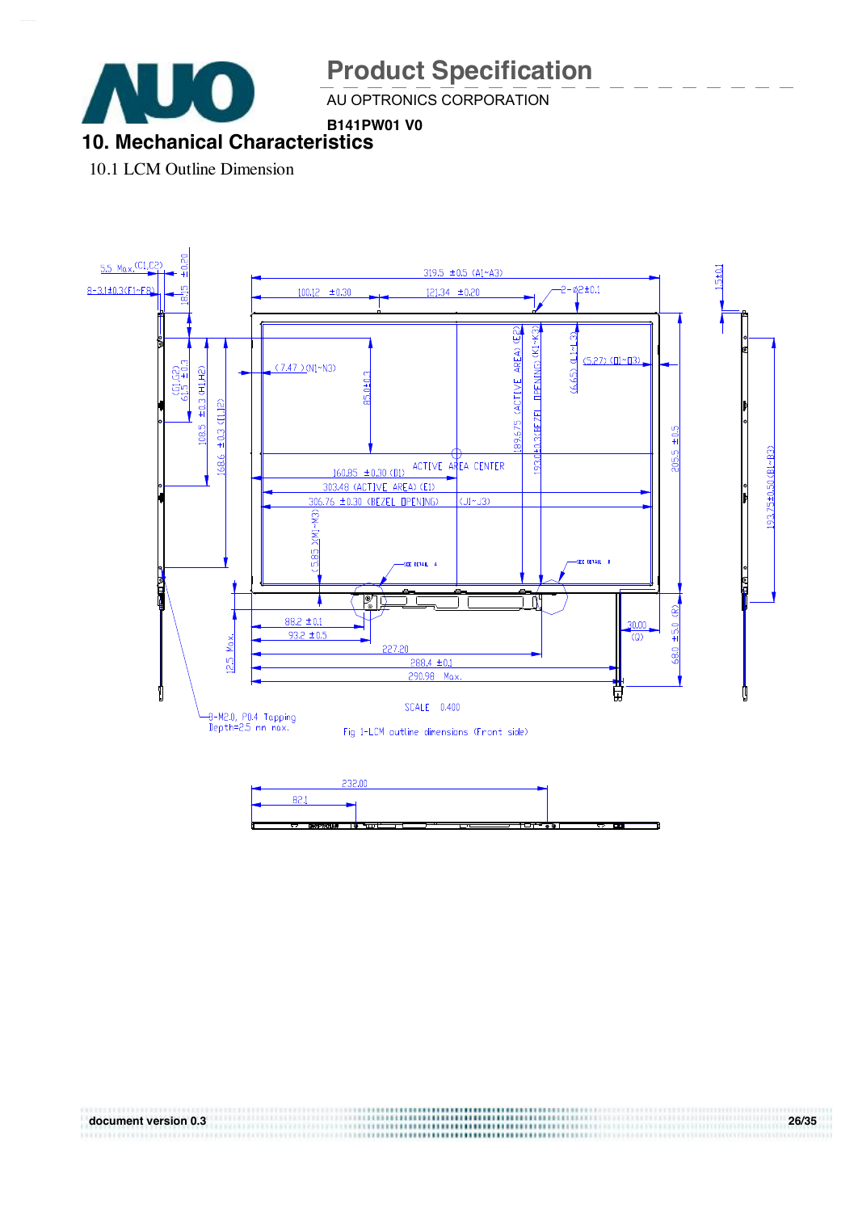# 10. Mechanical Characteristics

10.1 LCM Outline Dimension

Fig 1-LCM outline dimensions (Front side)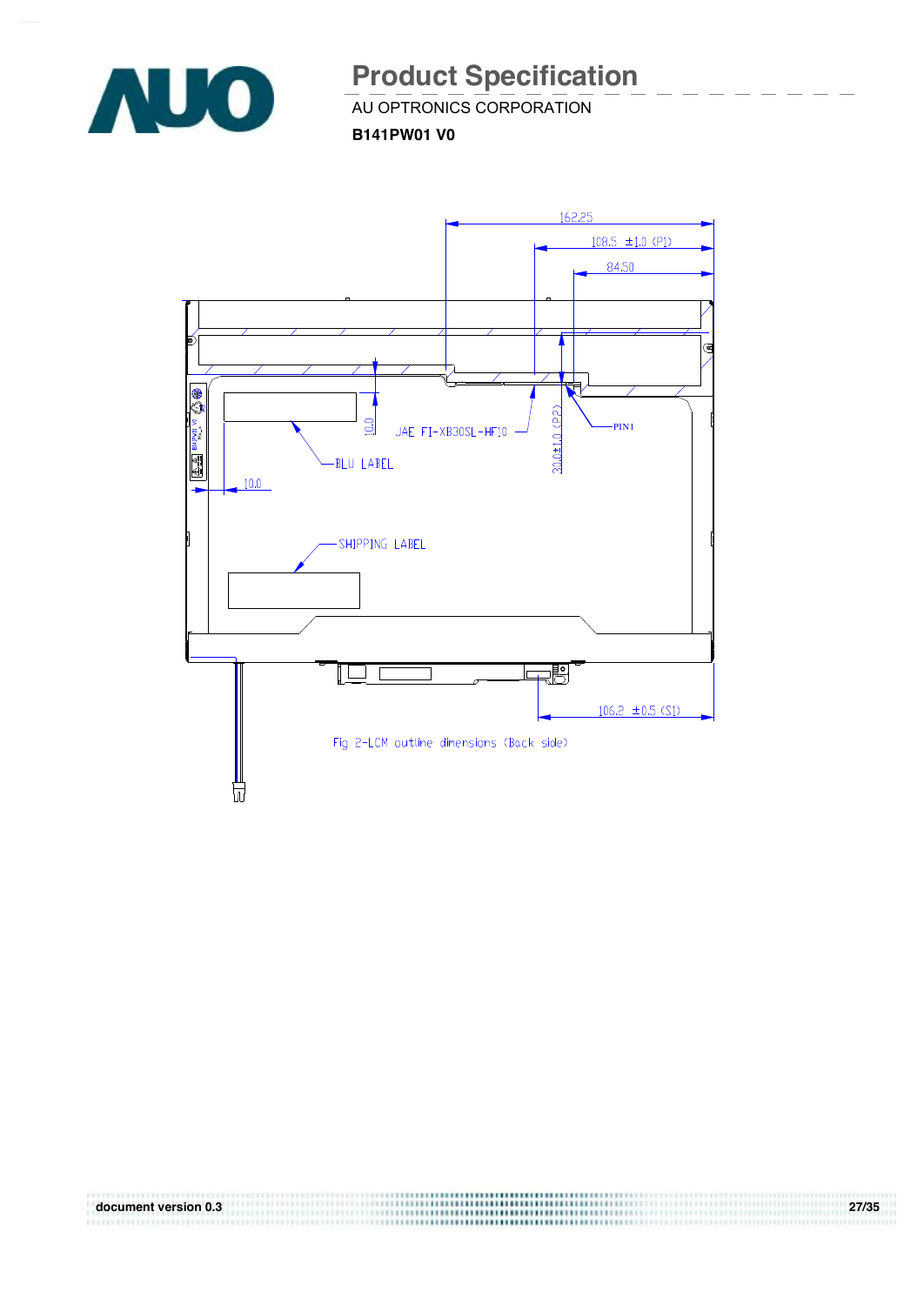162.25

108.5 ±1.0 (P1)

84.50

10.0

JAE FI-XB30SL-HF10

30.0±1.0 (P2)

PIN1

BLU LABEL

10.0

SHIPPING LABEL

106.2 ±0.5 (S1)

Fig 2-LCM outline dimensions (Back side)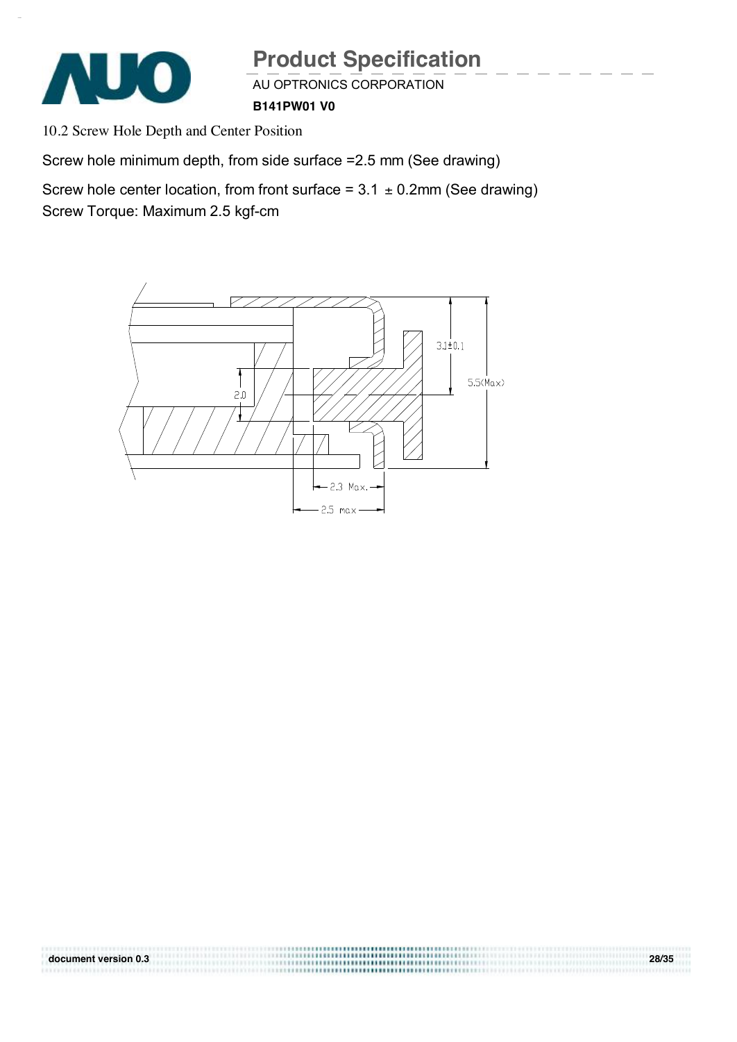10.2 Screw Hole Depth and Center Position

Screw hole minimum depth, from side surface =2.5 mm (See drawing)

Screw hole center location, from front surface = 3.1 ± 0.2mm (See drawing)

Screw Torque: Maximum 2.5 kgf-cm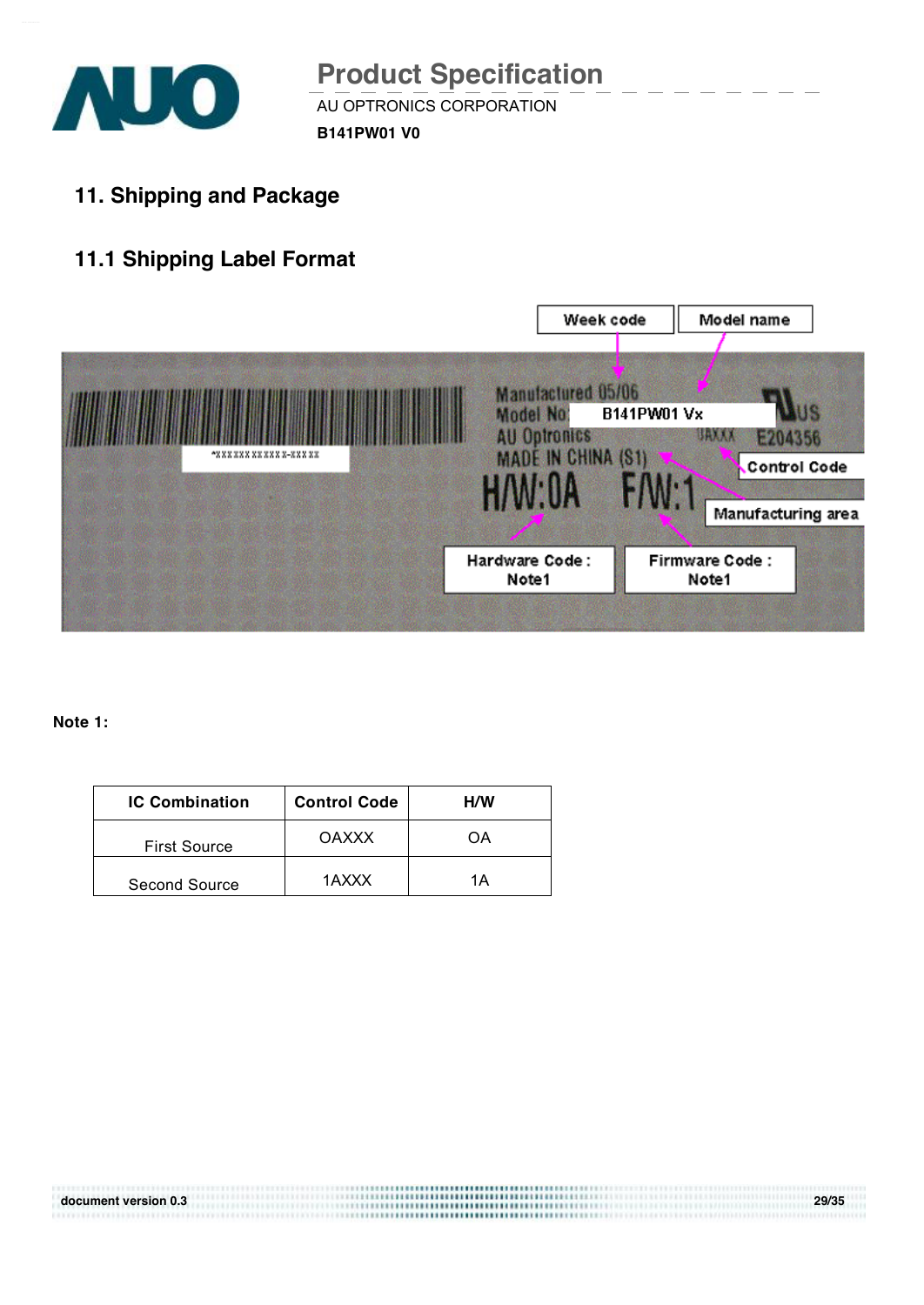## 11. Shipping and Package

### 11.1 Shipping Label Format

Week code

Model name

Manufactured 05/06
Model No: B141PW01 Vx
AU Optronics
MADE IN CHINA (S1)
H/W:0A F/W:1

E204356

Control Code

Manufacturing area

Hardware Code : Note1

Firmware Code : Note1

**Note 1:**

| IC Combination | Control Code | H/W |
|---|---|---|
| First Source | OAXXX | OA |
| Second Source | 1AXXX | 1A |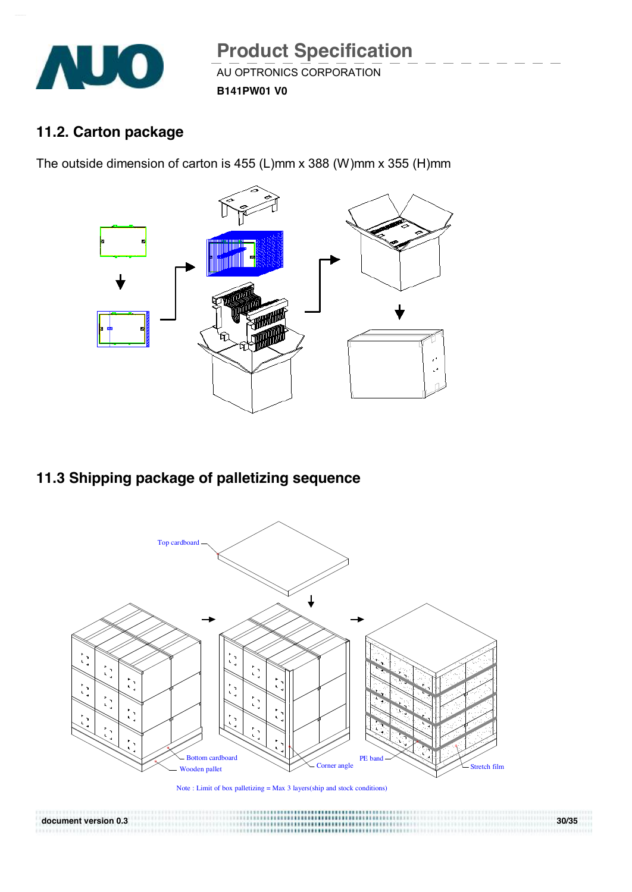## 11.2. Carton package

The outside dimension of carton is 455 (L)mm x 388 (W)mm x 355 (H)mm

## 11.3 Shipping package of palletizing sequence

Top cardboard

Bottom cardboard

Wooden pallet

Corner angle

PE band

Stretch film

Note : Limit of box palletizing = Max 3 layers(ship and stock conditions)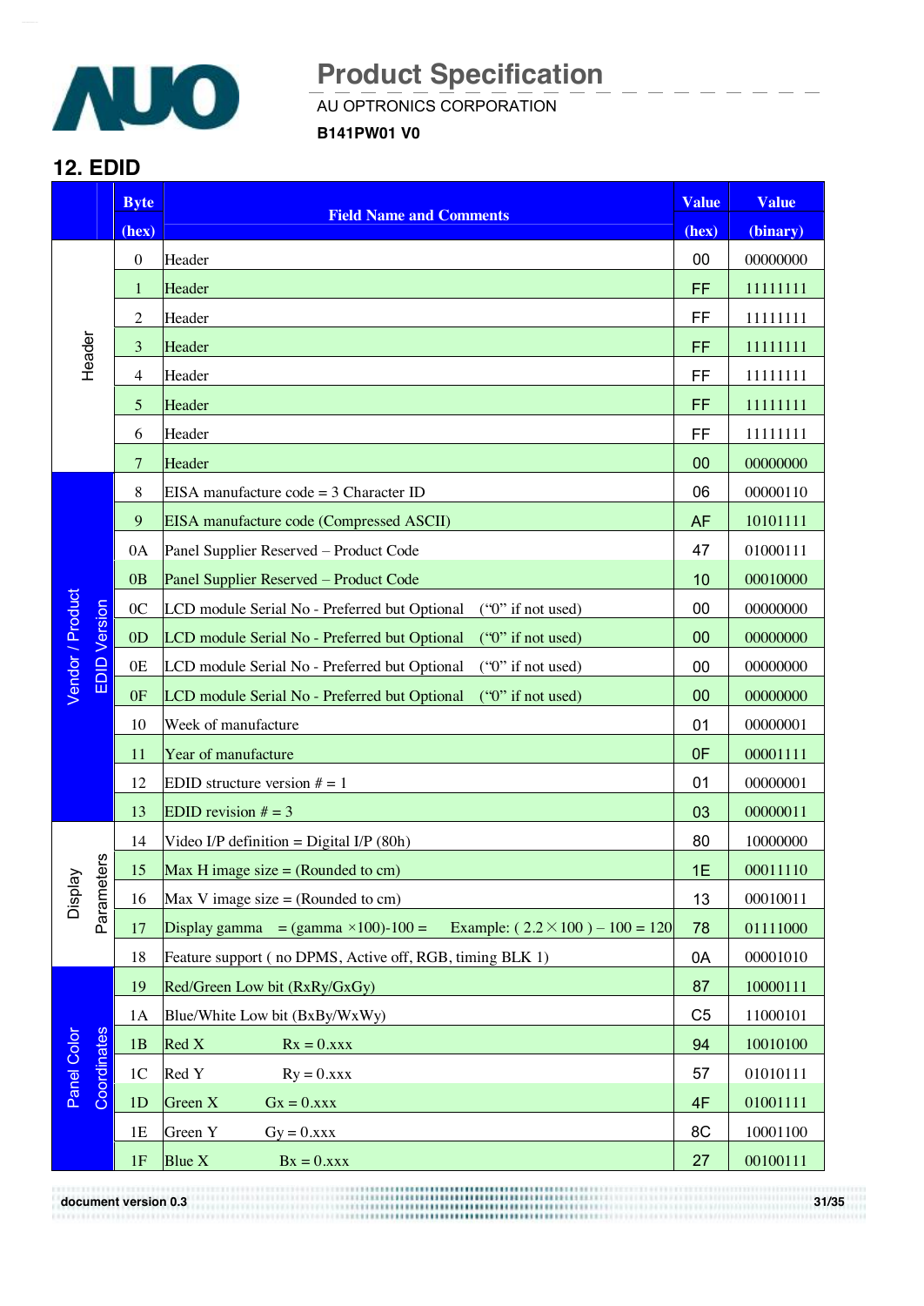## 12. EDID

| | Byte (hex) | Field Name and Comments | Value (hex) | Value (binary) |
|---|---|---|---|---|
| Header | 0 | Header | 00 | 00000000 |
| | 1 | Header | FF | 11111111 |
| | 2 | Header | FF | 11111111 |
| | 3 | Header | FF | 11111111 |
| | 4 | Header | FF | 11111111 |
| | 5 | Header | FF | 11111111 |
| | 6 | Header | FF | 11111111 |
| | 7 | Header | 00 | 00000000 |
| Vendor / Product EDID Version | 8 | EISA manufacture code = 3 Character ID | 06 | 00000110 |
| | 9 | EISA manufacture code (Compressed ASCII) | AF | 10101111 |
| | 0A | Panel Supplier Reserved – Product Code | 47 | 01000111 |
| | 0B | Panel Supplier Reserved – Product Code | 10 | 00010000 |
| | 0C | LCD module Serial No - Preferred but Optional ("0" if not used) | 00 | 00000000 |
| | 0D | LCD module Serial No - Preferred but Optional ("0" if not used) | 00 | 00000000 |
| | 0E | LCD module Serial No - Preferred but Optional ("0" if not used) | 00 | 00000000 |
| | 0F | LCD module Serial No - Preferred but Optional ("0" if not used) | 00 | 00000000 |
| | 10 | Week of manufacture | 01 | 00000001 |
| | 11 | Year of manufacture | 0F | 00001111 |
| | 12 | EDID structure version # = 1 | 01 | 00000001 |
| | 13 | EDID revision # = 3 | 03 | 00000011 |
| Display Parameters | 14 | Video I/P definition = Digital I/P (80h) | 80 | 10000000 |
| | 15 | Max H image size = (Rounded to cm) | 1E | 00011110 |
| | 16 | Max V image size = (Rounded to cm) | 13 | 00010011 |
| | 17 | Display gamma = (gamma ×100)-100 = Example: ( 2.2 × 100 ) – 100 = 120 | 78 | 01111000 |
| | 18 | Feature support ( no DPMS, Active off, RGB, timing BLK 1) | 0A | 00001010 |
| Panel Color Coordinates | 19 | Red/Green Low bit (RxRy/GxGy) | 87 | 10000111 |
| | 1A | Blue/White Low bit (BxBy/WxWy) | C5 | 11000101 |
| | 1B | Red X Rx = 0.xxx | 94 | 10010100 |
| | 1C | Red Y Ry = 0.xxx | 57 | 01010111 |
| | 1D | Green X Gx = 0.xxx | 4F | 01001111 |
| | 1E | Green Y Gy = 0.xxx | 8C | 10001100 |
| | 1F | Blue X Bx = 0.xxx | 27 | 00100111 |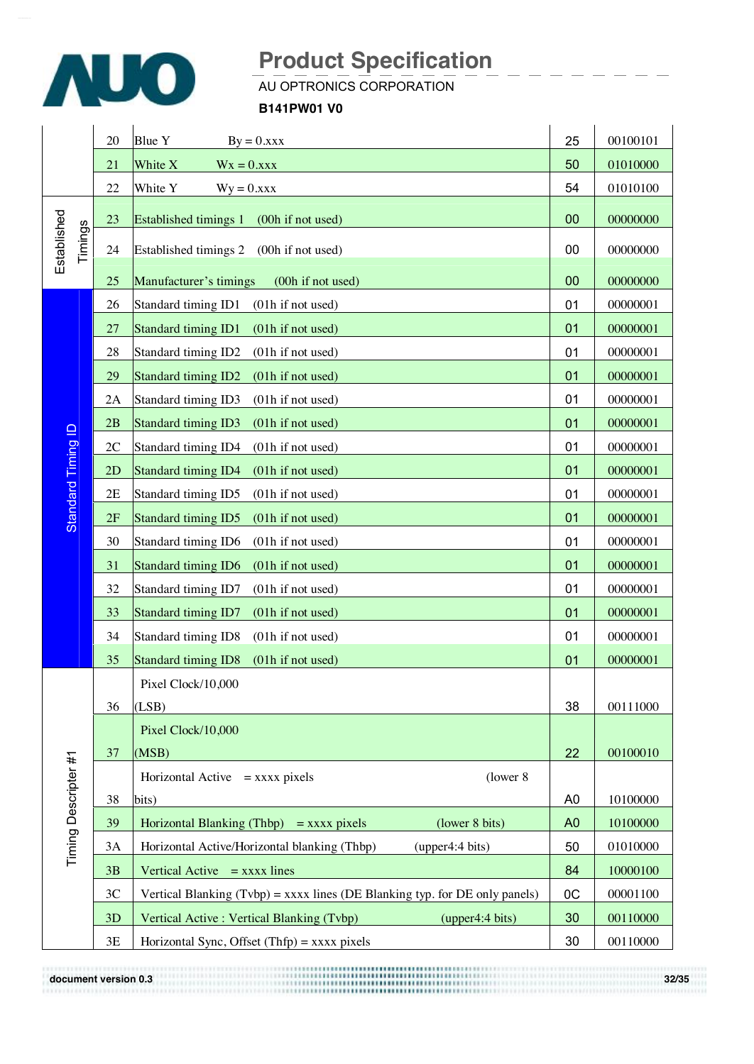# Product Specification

AU OPTRONICS CORPORATION

**B141PW01 V0**

| | Address | Function | Value (Hex) | Value (Bin) |
|---|---|---|---|---|
| | 20 | Blue Y By = 0.xxx | 25 | 00100101 |
| | 21 | White X Wx = 0.xxx | 50 | 01010000 |
| | 22 | White Y Wy = 0.xxx | 54 | 01010100 |
| Established Timings | 23 | Established timings 1 (00h if not used) | 00 | 00000000 |
| | 24 | Established timings 2 (00h if not used) | 00 | 00000000 |
| | 25 | Manufacturer's timings (00h if not used) | 00 | 00000000 |
| Standard Timing ID | 26 | Standard timing ID1 (01h if not used) | 01 | 00000001 |
| | 27 | Standard timing ID1 (01h if not used) | 01 | 00000001 |
| | 28 | Standard timing ID2 (01h if not used) | 01 | 00000001 |
| | 29 | Standard timing ID2 (01h if not used) | 01 | 00000001 |
| | 2A | Standard timing ID3 (01h if not used) | 01 | 00000001 |
| | 2B | Standard timing ID3 (01h if not used) | 01 | 00000001 |
| | 2C | Standard timing ID4 (01h if not used) | 01 | 00000001 |
| | 2D | Standard timing ID4 (01h if not used) | 01 | 00000001 |
| | 2E | Standard timing ID5 (01h if not used) | 01 | 00000001 |
| | 2F | Standard timing ID5 (01h if not used) | 01 | 00000001 |
| | 30 | Standard timing ID6 (01h if not used) | 01 | 00000001 |
| | 31 | Standard timing ID6 (01h if not used) | 01 | 00000001 |
| | 32 | Standard timing ID7 (01h if not used) | 01 | 00000001 |
| | 33 | Standard timing ID7 (01h if not used) | 01 | 00000001 |
| | 34 | Standard timing ID8 (01h if not used) | 01 | 00000001 |
| | 35 | Standard timing ID8 (01h if not used) | 01 | 00000001 |
| Timing Descripter #1 | 36 | Pixel Clock/10,000 (LSB) | 38 | 00111000 |
| | 37 | Pixel Clock/10,000 (MSB) | 22 | 00100010 |
| | 38 | Horizontal Active = xxxx pixels (lower 8 bits) | A0 | 10100000 |
| | 39 | Horizontal Blanking (Thbp) = xxxx pixels (lower 8 bits) | A0 | 10100000 |
| | 3A | Horizontal Active/Horizontal blanking (Thbp) (upper4:4 bits) | 50 | 01010000 |
| | 3B | Vertical Active = xxxx lines | 84 | 10000100 |
| | 3C | Vertical Blanking (Tvbp) = xxxx lines (DE Blanking typ. for DE only panels) | 0C | 00001100 |
| | 3D | Vertical Active : Vertical Blanking (Tvbp) (upper4:4 bits) | 30 | 00110000 |
| | 3E | Horizontal Sync, Offset (Thfp) = xxxx pixels | 30 | 00110000 |

document version 0.3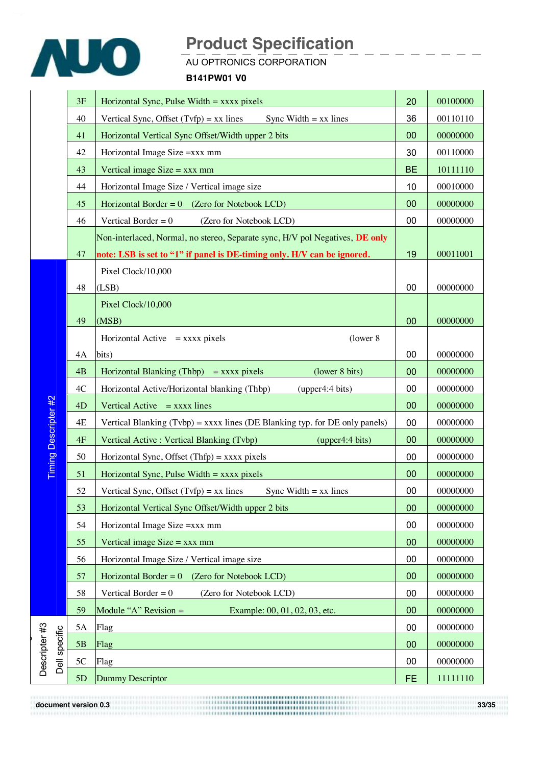# Product Specification

AU OPTRONICS CORPORATION

**B141PW01 V0**

| | Address | Function | Value (Hex) | Value (Bin) |
|---|---|---|---|---|
| | 3F | Horizontal Sync, Pulse Width = xxxx pixels | 20 | 00100000 |
| | 40 | Vertical Sync, Offset (Tvfp) = xx lines Sync Width = xx lines | 36 | 00110110 |
| | 41 | Horizontal Vertical Sync Offset/Width upper 2 bits | 00 | 00000000 |
| | 42 | Horizontal Image Size =xxx mm | 30 | 00110000 |
| | 43 | Vertical image Size = xxx mm | BE | 10111110 |
| | 44 | Horizontal Image Size / Vertical image size | 10 | 00010000 |
| | 45 | Horizontal Border = 0 (Zero for Notebook LCD) | 00 | 00000000 |
| | 46 | Vertical Border = 0 (Zero for Notebook LCD) | 00 | 00000000 |
| | 47 | Non-interlaced, Normal, no stereo, Separate sync, H/V pol Negatives, **DE only note: LSB is set to "1" if panel is DE-timing only. H/V can be ignored.** | 19 | 00011001 |
| Timing Descripter #2 | 48 | Pixel Clock/10,000 (LSB) | 00 | 00000000 |
| Timing Descripter #2 | 49 | Pixel Clock/10,000 (MSB) | 00 | 00000000 |
| Timing Descripter #2 | 4A | Horizontal Active = xxxx pixels (lower 8 bits) | 00 | 00000000 |
| Timing Descripter #2 | 4B | Horizontal Blanking (Thbp) = xxxx pixels (lower 8 bits) | 00 | 00000000 |
| Timing Descripter #2 | 4C | Horizontal Active/Horizontal blanking (Thbp) (upper4:4 bits) | 00 | 00000000 |
| Timing Descripter #2 | 4D | Vertical Active = xxxx lines | 00 | 00000000 |
| Timing Descripter #2 | 4E | Vertical Blanking (Tvbp) = xxxx lines (DE Blanking typ. for DE only panels) | 00 | 00000000 |
| Timing Descripter #2 | 4F | Vertical Active : Vertical Blanking (Tvbp) (upper4:4 bits) | 00 | 00000000 |
| Timing Descripter #2 | 50 | Horizontal Sync, Offset (Thfp) = xxxx pixels | 00 | 00000000 |
| Timing Descripter #2 | 51 | Horizontal Sync, Pulse Width = xxxx pixels | 00 | 00000000 |
| Timing Descripter #2 | 52 | Vertical Sync, Offset (Tvfp) = xx lines Sync Width = xx lines | 00 | 00000000 |
| Timing Descripter #2 | 53 | Horizontal Vertical Sync Offset/Width upper 2 bits | 00 | 00000000 |
| Timing Descripter #2 | 54 | Horizontal Image Size =xxx mm | 00 | 00000000 |
| Timing Descripter #2 | 55 | Vertical image Size = xxx mm | 00 | 00000000 |
| Timing Descripter #2 | 56 | Horizontal Image Size / Vertical image size | 00 | 00000000 |
| Timing Descripter #2 | 57 | Horizontal Border = 0 (Zero for Notebook LCD) | 00 | 00000000 |
| Timing Descripter #2 | 58 | Vertical Border = 0 (Zero for Notebook LCD) | 00 | 00000000 |
| Timing Descripter #2 | 59 | Module "A" Revision = Example: 00, 01, 02, 03, etc. | 00 | 00000000 |
| Descripter #3 Dell specific | 5A | Flag | 00 | 00000000 |
| Descripter #3 Dell specific | 5B | Flag | 00 | 00000000 |
| Descripter #3 Dell specific | 5C | Flag | 00 | 00000000 |
| Descripter #3 Dell specific | 5D | Dummy Descriptor | FE | 11111110 |

document version 0.3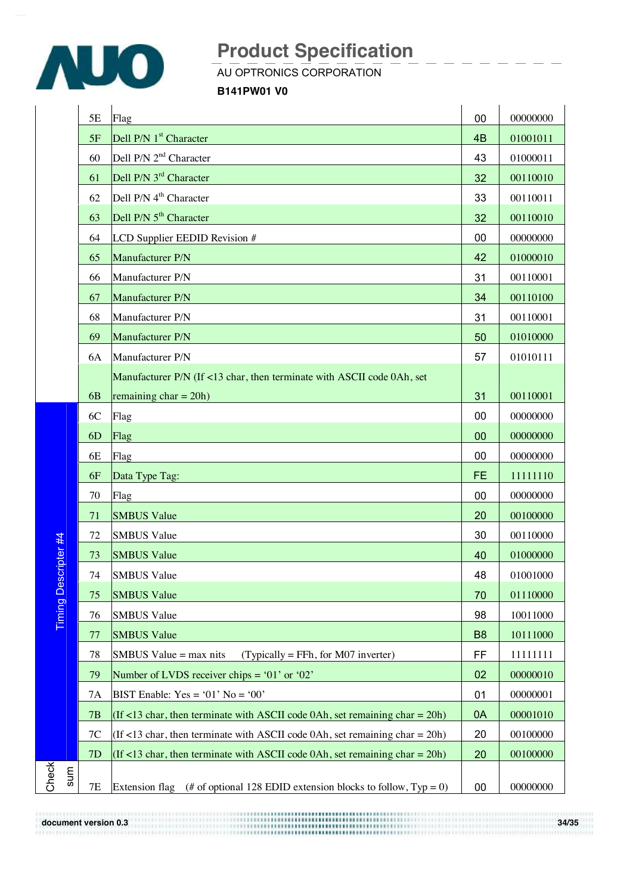| | | | | |
|---|---|---|---|---|
| | 5E | Flag | 00 | 00000000 |
| | 5F | Dell P/N 1st Character | 4B | 01001011 |
| | 60 | Dell P/N 2nd Character | 43 | 01000011 |
| | 61 | Dell P/N 3rd Character | 32 | 00110010 |
| | 62 | Dell P/N 4th Character | 33 | 00110011 |
| | 63 | Dell P/N 5th Character | 32 | 00110010 |
| | 64 | LCD Supplier EEDID Revision # | 00 | 00000000 |
| | 65 | Manufacturer P/N | 42 | 01000010 |
| | 66 | Manufacturer P/N | 31 | 00110001 |
| | 67 | Manufacturer P/N | 34 | 00110100 |
| | 68 | Manufacturer P/N | 31 | 00110001 |
| | 69 | Manufacturer P/N | 50 | 01010000 |
| | 6A | Manufacturer P/N | 57 | 01010111 |
| | 6B | Manufacturer P/N (If <13 char, then terminate with ASCII code 0Ah, set remaining char = 20h) | 31 | 00110001 |
| Timing Descripter #4 | 6C | Flag | 00 | 00000000 |
| | 6D | Flag | 00 | 00000000 |
| | 6E | Flag | 00 | 00000000 |
| | 6F | Data Type Tag: | FE | 11111110 |
| | 70 | Flag | 00 | 00000000 |
| | 71 | SMBUS Value | 20 | 00100000 |
| | 72 | SMBUS Value | 30 | 00110000 |
| | 73 | SMBUS Value | 40 | 01000000 |
| | 74 | SMBUS Value | 48 | 01001000 |
| | 75 | SMBUS Value | 70 | 01110000 |
| | 76 | SMBUS Value | 98 | 10011000 |
| | 77 | SMBUS Value | B8 | 10111000 |
| | 78 | SMBUS Value = max nits (Typically = FFh, for M07 inverter) | FF | 11111111 |
| | 79 | Number of LVDS receiver chips = '01' or '02' | 02 | 00000010 |
| | 7A | BIST Enable: Yes = '01' No = '00' | 01 | 00000001 |
| | 7B | (If <13 char, then terminate with ASCII code 0Ah, set remaining char = 20h) | 0A | 00001010 |
| | 7C | (If <13 char, then terminate with ASCII code 0Ah, set remaining char = 20h) | 20 | 00100000 |
| | 7D | (If <13 char, then terminate with ASCII code 0Ah, set remaining char = 20h) | 20 | 00100000 |
| Check sum | 7E | Extension flag (# of optional 128 EDID extension blocks to follow, Typ = 0) | 00 | 00000000 |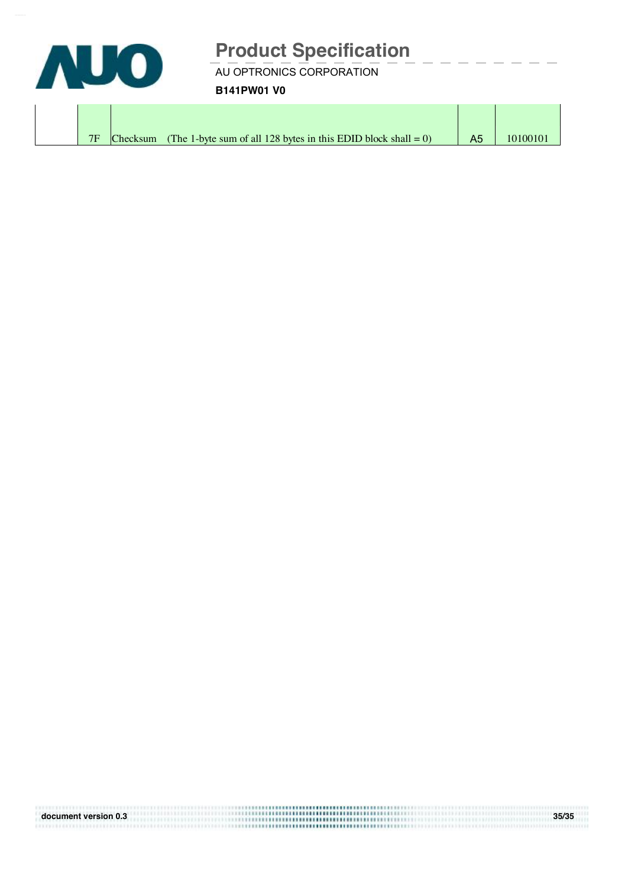| | | | | |
|---|---|---|---|---|
| | 7F | Checksum (The 1-byte sum of all 128 bytes in this EDID block shall = 0) | A5 | 10100101 |